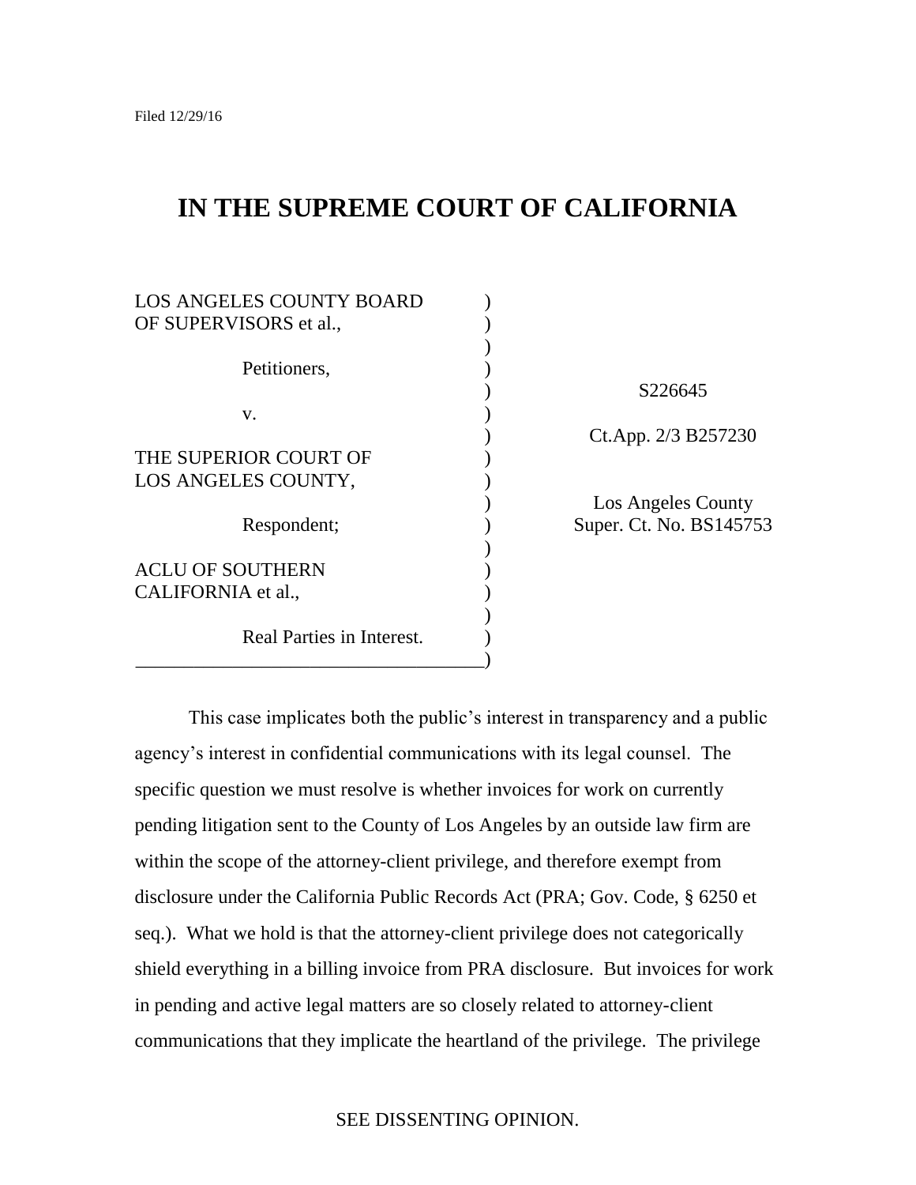Filed 12/29/16

# IN THE SUPREME COURT OF CALIFORNIA

| | |
|---|---|
| LOS ANGELES COUNTY BOARD OF SUPERVISORS et al., | |
| Petitioners, | S226645 |
| v. | Ct.App. 2/3 B257230 |
| THE SUPERIOR COURT OF LOS ANGELES COUNTY, | Los Angeles County Super. Ct. No. BS145753 |
| Respondent; | |
| ACLU OF SOUTHERN CALIFORNIA et al., | |
| Real Parties in Interest. | |

This case implicates both the public's interest in transparency and a public agency's interest in confidential communications with its legal counsel. The specific question we must resolve is whether invoices for work on currently pending litigation sent to the County of Los Angeles by an outside law firm are within the scope of the attorney-client privilege, and therefore exempt from disclosure under the California Public Records Act (PRA; Gov. Code, § 6250 et seq.). What we hold is that the attorney-client privilege does not categorically shield everything in a billing invoice from PRA disclosure. But invoices for work in pending and active legal matters are so closely related to attorney-client communications that they implicate the heartland of the privilege. The privilege

SEE DISSENTING OPINION.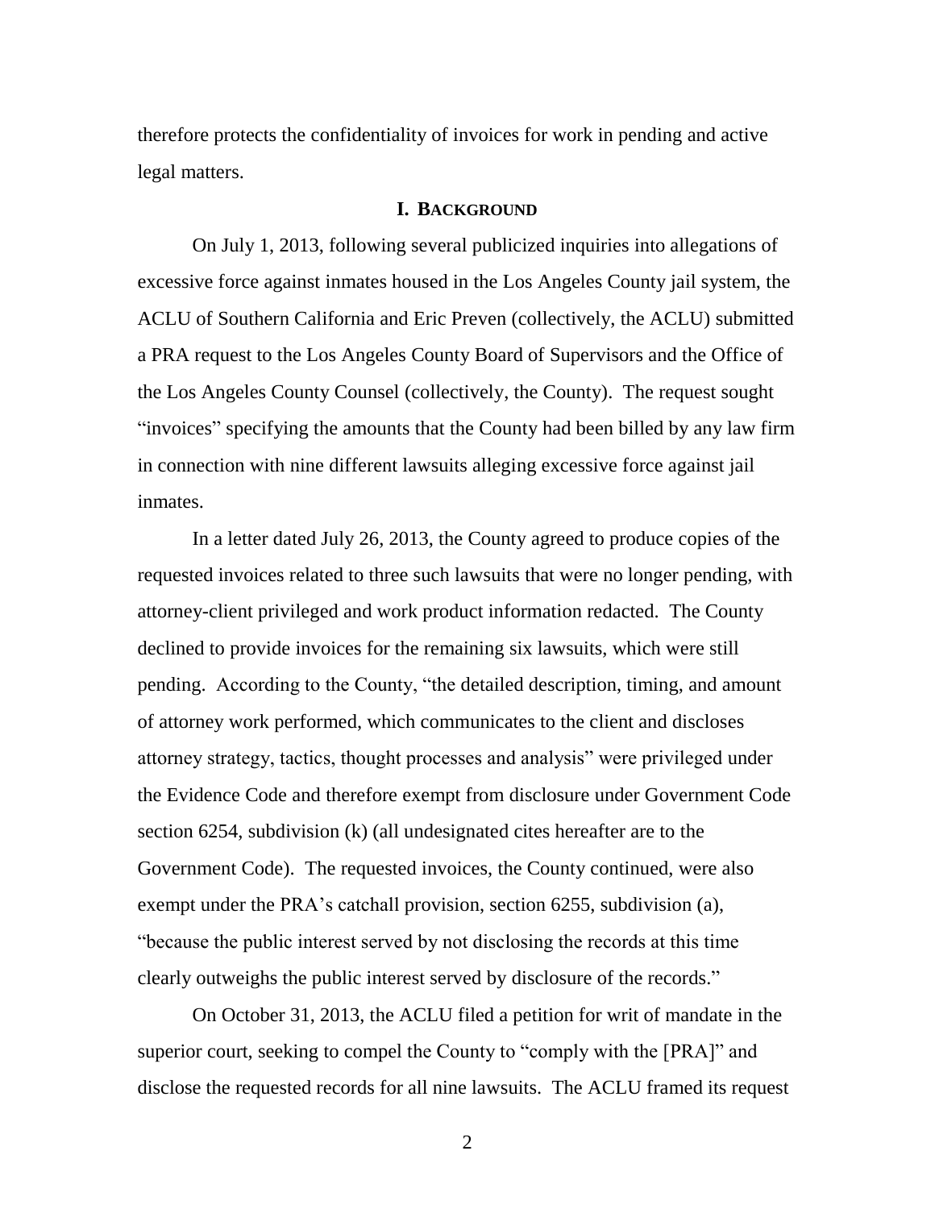therefore protects the confidentiality of invoices for work in pending and active legal matters.

## I. Background

On July 1, 2013, following several publicized inquiries into allegations of excessive force against inmates housed in the Los Angeles County jail system, the ACLU of Southern California and Eric Preven (collectively, the ACLU) submitted a PRA request to the Los Angeles County Board of Supervisors and the Office of the Los Angeles County Counsel (collectively, the County). The request sought "invoices" specifying the amounts that the County had been billed by any law firm in connection with nine different lawsuits alleging excessive force against jail inmates.

In a letter dated July 26, 2013, the County agreed to produce copies of the requested invoices related to three such lawsuits that were no longer pending, with attorney-client privileged and work product information redacted. The County declined to provide invoices for the remaining six lawsuits, which were still pending. According to the County, "the detailed description, timing, and amount of attorney work performed, which communicates to the client and discloses attorney strategy, tactics, thought processes and analysis" were privileged under the Evidence Code and therefore exempt from disclosure under Government Code section 6254, subdivision (k) (all undesignated cites hereafter are to the Government Code). The requested invoices, the County continued, were also exempt under the PRA's catchall provision, section 6255, subdivision (a), "because the public interest served by not disclosing the records at this time clearly outweighs the public interest served by disclosure of the records."

On October 31, 2013, the ACLU filed a petition for writ of mandate in the superior court, seeking to compel the County to "comply with the [PRA]" and disclose the requested records for all nine lawsuits. The ACLU framed its request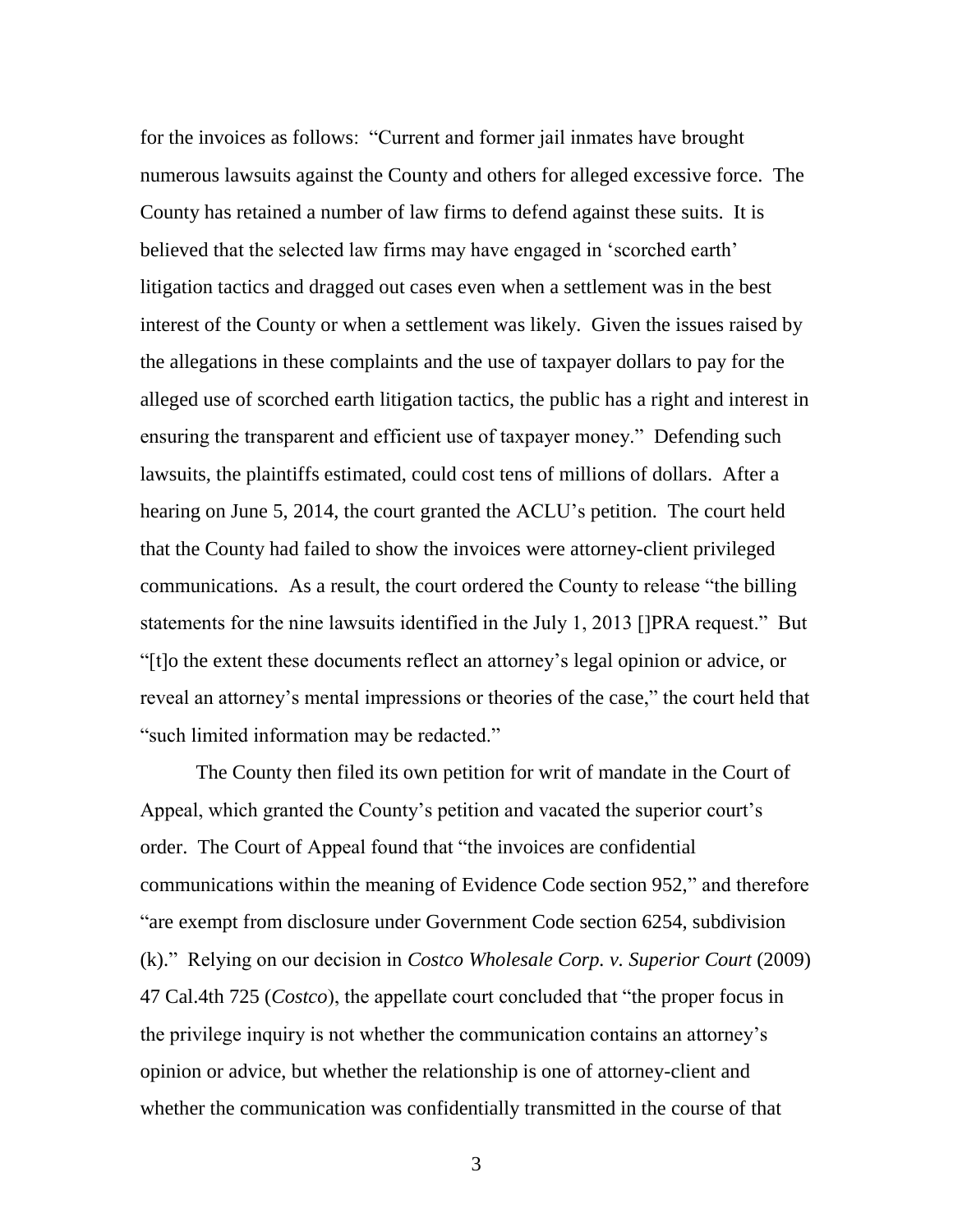for the invoices as follows: "Current and former jail inmates have brought numerous lawsuits against the County and others for alleged excessive force. The County has retained a number of law firms to defend against these suits. It is believed that the selected law firms may have engaged in 'scorched earth' litigation tactics and dragged out cases even when a settlement was in the best interest of the County or when a settlement was likely. Given the issues raised by the allegations in these complaints and the use of taxpayer dollars to pay for the alleged use of scorched earth litigation tactics, the public has a right and interest in ensuring the transparent and efficient use of taxpayer money." Defending such lawsuits, the plaintiffs estimated, could cost tens of millions of dollars. After a hearing on June 5, 2014, the court granted the ACLU's petition. The court held that the County had failed to show the invoices were attorney-client privileged communications. As a result, the court ordered the County to release "the billing statements for the nine lawsuits identified in the July 1, 2013 []PRA request." But "[t]o the extent these documents reflect an attorney's legal opinion or advice, or reveal an attorney's mental impressions or theories of the case," the court held that "such limited information may be redacted."

The County then filed its own petition for writ of mandate in the Court of Appeal, which granted the County's petition and vacated the superior court's order. The Court of Appeal found that "the invoices are confidential communications within the meaning of Evidence Code section 952," and therefore "are exempt from disclosure under Government Code section 6254, subdivision (k)." Relying on our decision in *Costco Wholesale Corp. v. Superior Court* (2009) 47 Cal.4th 725 (*Costco*), the appellate court concluded that "the proper focus in the privilege inquiry is not whether the communication contains an attorney's opinion or advice, but whether the relationship is one of attorney-client and whether the communication was confidentially transmitted in the course of that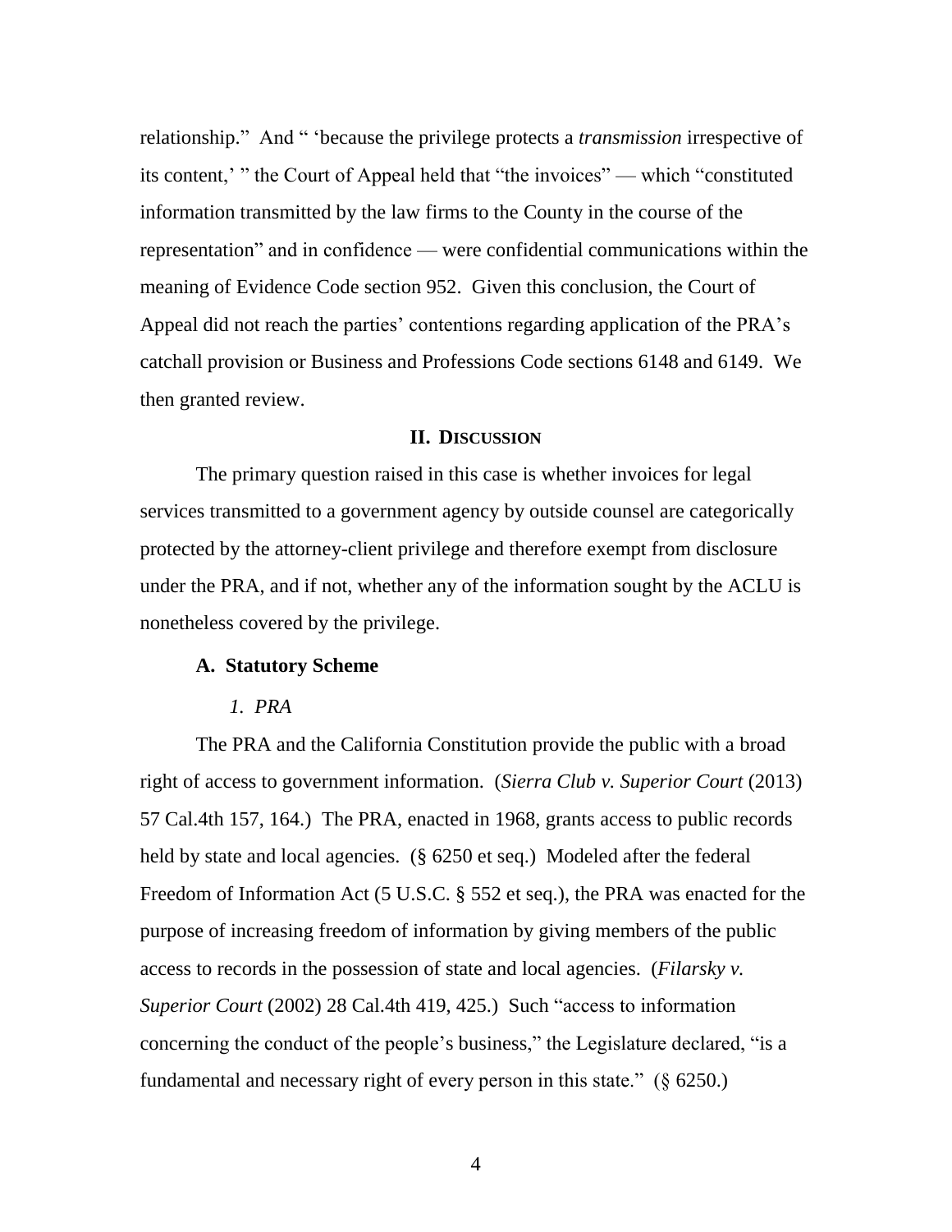relationship." And " 'because the privilege protects a *transmission* irrespective of its content,' " the Court of Appeal held that "the invoices" — which "constituted information transmitted by the law firms to the County in the course of the representation" and in confidence — were confidential communications within the meaning of Evidence Code section 952. Given this conclusion, the Court of Appeal did not reach the parties' contentions regarding application of the PRA's catchall provision or Business and Professions Code sections 6148 and 6149. We then granted review.

## II. DISCUSSION

The primary question raised in this case is whether invoices for legal services transmitted to a government agency by outside counsel are categorically protected by the attorney-client privilege and therefore exempt from disclosure under the PRA, and if not, whether any of the information sought by the ACLU is nonetheless covered by the privilege.

### A. Statutory Scheme

#### *1. PRA*

The PRA and the California Constitution provide the public with a broad right of access to government information. (*Sierra Club v. Superior Court* (2013) 57 Cal.4th 157, 164.) The PRA, enacted in 1968, grants access to public records held by state and local agencies. (§ 6250 et seq.) Modeled after the federal Freedom of Information Act (5 U.S.C. § 552 et seq.), the PRA was enacted for the purpose of increasing freedom of information by giving members of the public access to records in the possession of state and local agencies. (*Filarsky v. Superior Court* (2002) 28 Cal.4th 419, 425.) Such "access to information concerning the conduct of the people's business," the Legislature declared, "is a fundamental and necessary right of every person in this state." (§ 6250.)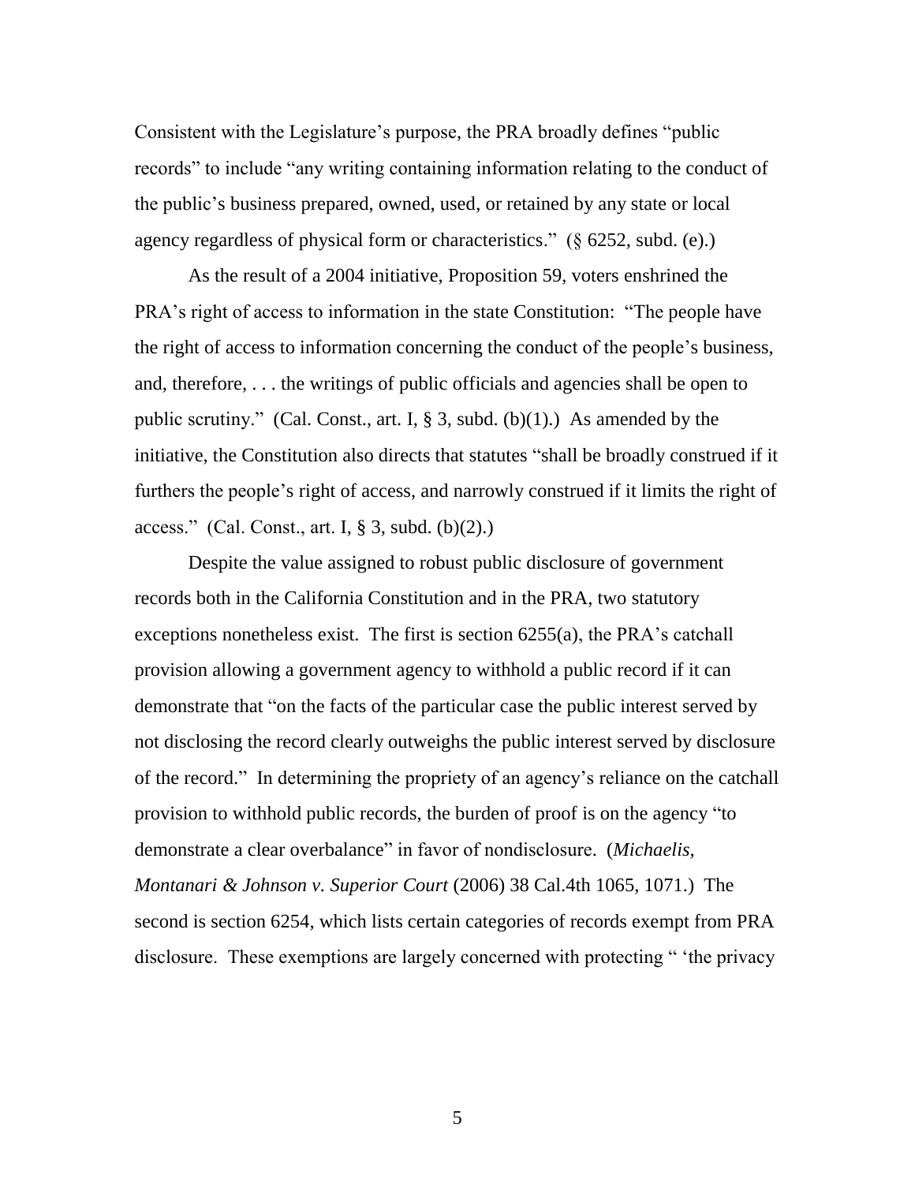Consistent with the Legislature's purpose, the PRA broadly defines "public records" to include "any writing containing information relating to the conduct of the public's business prepared, owned, used, or retained by any state or local agency regardless of physical form or characteristics." (§ 6252, subd. (e).)

As the result of a 2004 initiative, Proposition 59, voters enshrined the PRA's right of access to information in the state Constitution: "The people have the right of access to information concerning the conduct of the people's business, and, therefore, . . . the writings of public officials and agencies shall be open to public scrutiny." (Cal. Const., art. I, § 3, subd. (b)(1).) As amended by the initiative, the Constitution also directs that statutes "shall be broadly construed if it furthers the people's right of access, and narrowly construed if it limits the right of access." (Cal. Const., art. I, § 3, subd. (b)(2).)

Despite the value assigned to robust public disclosure of government records both in the California Constitution and in the PRA, two statutory exceptions nonetheless exist. The first is section 6255(a), the PRA's catchall provision allowing a government agency to withhold a public record if it can demonstrate that "on the facts of the particular case the public interest served by not disclosing the record clearly outweighs the public interest served by disclosure of the record." In determining the propriety of an agency's reliance on the catchall provision to withhold public records, the burden of proof is on the agency "to demonstrate a clear overbalance" in favor of nondisclosure. (*Michaelis, Montanari & Johnson v. Superior Court* (2006) 38 Cal.4th 1065, 1071.) The second is section 6254, which lists certain categories of records exempt from PRA disclosure. These exemptions are largely concerned with protecting " 'the privacy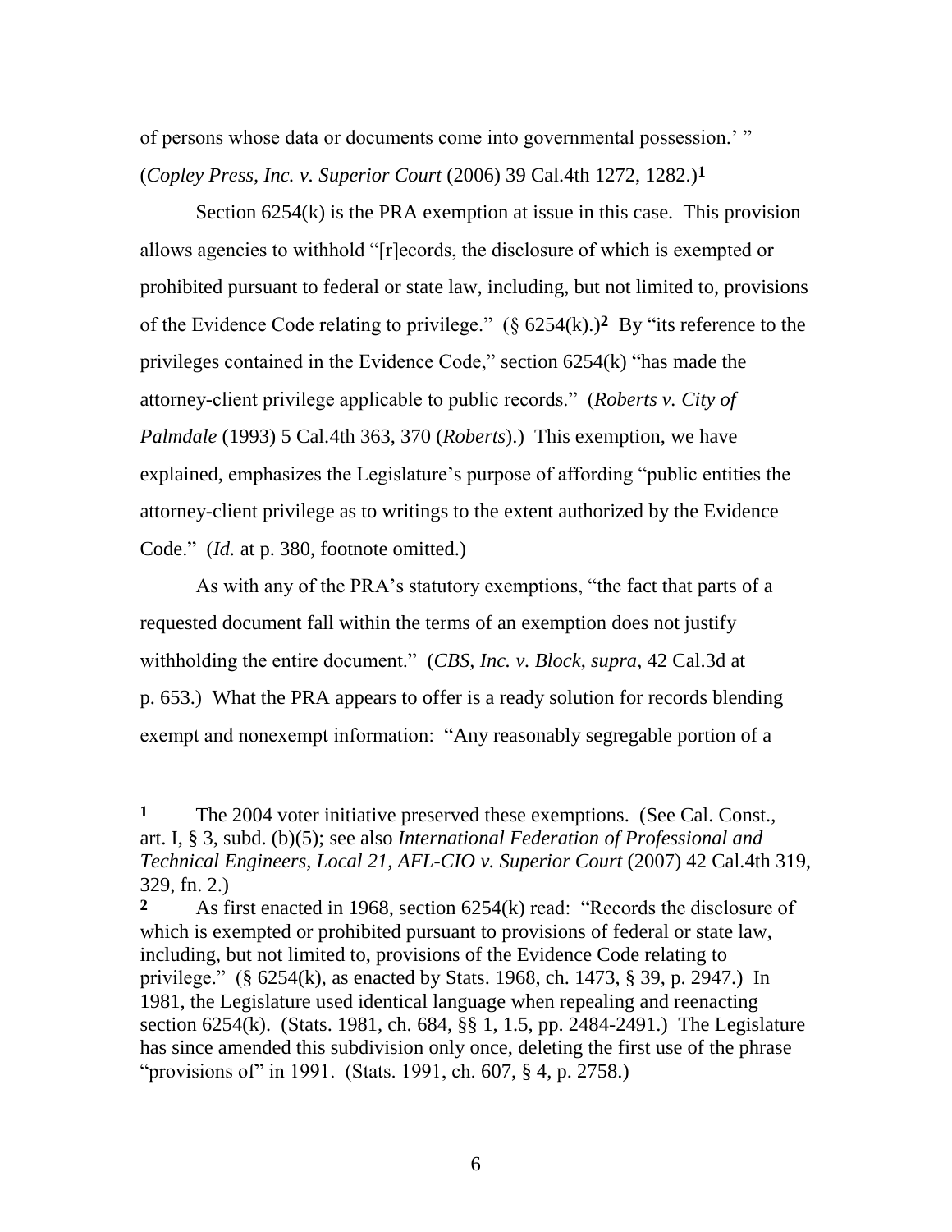of persons whose data or documents come into governmental possession.' " (*Copley Press, Inc. v. Superior Court* (2006) 39 Cal.4th 1272, 1282.)[1]

Section 6254(k) is the PRA exemption at issue in this case. This provision allows agencies to withhold "[r]ecords, the disclosure of which is exempted or prohibited pursuant to federal or state law, including, but not limited to, provisions of the Evidence Code relating to privilege." (§ 6254(k).)[2] By "its reference to the privileges contained in the Evidence Code," section 6254(k) "has made the attorney-client privilege applicable to public records." (*Roberts v. City of Palmdale* (1993) 5 Cal.4th 363, 370 (*Roberts*).) This exemption, we have explained, emphasizes the Legislature's purpose of affording "public entities the attorney-client privilege as to writings to the extent authorized by the Evidence Code." (*Id.* at p. 380, footnote omitted.)

As with any of the PRA's statutory exemptions, "the fact that parts of a requested document fall within the terms of an exemption does not justify withholding the entire document." (*CBS, Inc. v. Block, supra,* 42 Cal.3d at p. 653.) What the PRA appears to offer is a ready solution for records blending exempt and nonexempt information: "Any reasonably segregable portion of a

---

**1** The 2004 voter initiative preserved these exemptions. (See Cal. Const., art. I, § 3, subd. (b)(5); see also *International Federation of Professional and Technical Engineers, Local 21, AFL-CIO v. Superior Court* (2007) 42 Cal.4th 319, 329, fn. 2.)

**2** As first enacted in 1968, section 6254(k) read: "Records the disclosure of which is exempted or prohibited pursuant to provisions of federal or state law, including, but not limited to, provisions of the Evidence Code relating to privilege." (§ 6254(k), as enacted by Stats. 1968, ch. 1473, § 39, p. 2947.) In 1981, the Legislature used identical language when repealing and reenacting section 6254(k). (Stats. 1981, ch. 684, §§ 1, 1.5, pp. 2484-2491.) The Legislature has since amended this subdivision only once, deleting the first use of the phrase "provisions of" in 1991. (Stats. 1991, ch. 607, § 4, p. 2758.)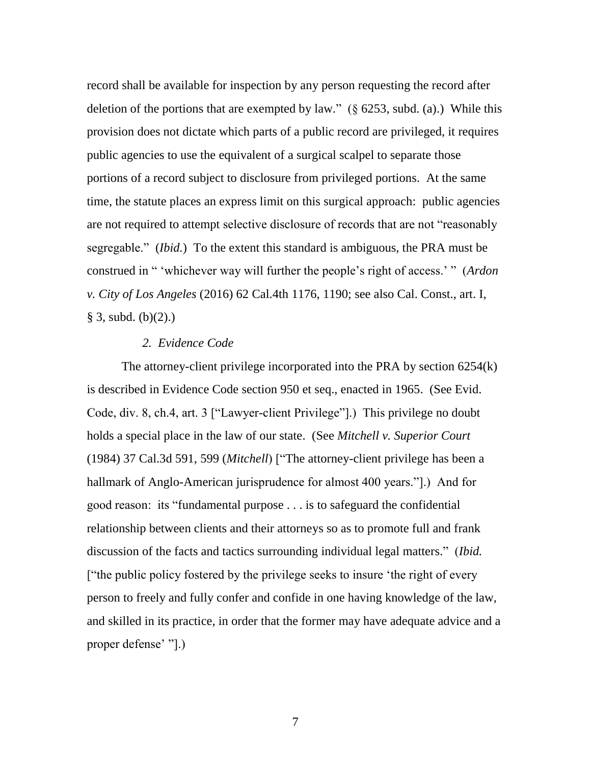record shall be available for inspection by any person requesting the record after deletion of the portions that are exempted by law." (§ 6253, subd. (a).) While this provision does not dictate which parts of a public record are privileged, it requires public agencies to use the equivalent of a surgical scalpel to separate those portions of a record subject to disclosure from privileged portions. At the same time, the statute places an express limit on this surgical approach: public agencies are not required to attempt selective disclosure of records that are not "reasonably segregable." (*Ibid.*) To the extent this standard is ambiguous, the PRA must be construed in " 'whichever way will further the people's right of access.' " (*Ardon v. City of Los Angeles* (2016) 62 Cal.4th 1176, 1190; see also Cal. Const., art. I, § 3, subd. (b)(2).)

*2. Evidence Code*

The attorney-client privilege incorporated into the PRA by section 6254(k) is described in Evidence Code section 950 et seq., enacted in 1965. (See Evid. Code, div. 8, ch.4, art. 3 ["Lawyer-client Privilege"].) This privilege no doubt holds a special place in the law of our state. (See *Mitchell v. Superior Court* (1984) 37 Cal.3d 591, 599 (*Mitchell*) ["The attorney-client privilege has been a hallmark of Anglo-American jurisprudence for almost 400 years."].) And for good reason: its "fundamental purpose . . . is to safeguard the confidential relationship between clients and their attorneys so as to promote full and frank discussion of the facts and tactics surrounding individual legal matters." (*Ibid.* ["the public policy fostered by the privilege seeks to insure 'the right of every person to freely and fully confer and confide in one having knowledge of the law, and skilled in its practice, in order that the former may have adequate advice and a proper defense' "].)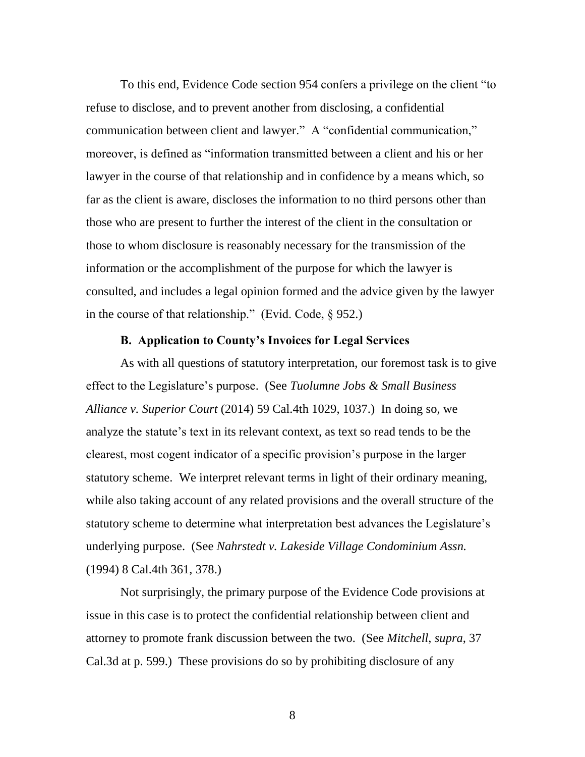To this end, Evidence Code section 954 confers a privilege on the client "to refuse to disclose, and to prevent another from disclosing, a confidential communication between client and lawyer." A "confidential communication," moreover, is defined as "information transmitted between a client and his or her lawyer in the course of that relationship and in confidence by a means which, so far as the client is aware, discloses the information to no third persons other than those who are present to further the interest of the client in the consultation or those to whom disclosure is reasonably necessary for the transmission of the information or the accomplishment of the purpose for which the lawyer is consulted, and includes a legal opinion formed and the advice given by the lawyer in the course of that relationship." (Evid. Code, § 952.)

### B. Application to County's Invoices for Legal Services

As with all questions of statutory interpretation, our foremost task is to give effect to the Legislature's purpose. (See *Tuolumne Jobs & Small Business Alliance v. Superior Court* (2014) 59 Cal.4th 1029, 1037.) In doing so, we analyze the statute's text in its relevant context, as text so read tends to be the clearest, most cogent indicator of a specific provision's purpose in the larger statutory scheme. We interpret relevant terms in light of their ordinary meaning, while also taking account of any related provisions and the overall structure of the statutory scheme to determine what interpretation best advances the Legislature's underlying purpose. (See *Nahrstedt v. Lakeside Village Condominium Assn.* (1994) 8 Cal.4th 361, 378.)

Not surprisingly, the primary purpose of the Evidence Code provisions at issue in this case is to protect the confidential relationship between client and attorney to promote frank discussion between the two. (See *Mitchell*, *supra*, 37 Cal.3d at p. 599.) These provisions do so by prohibiting disclosure of any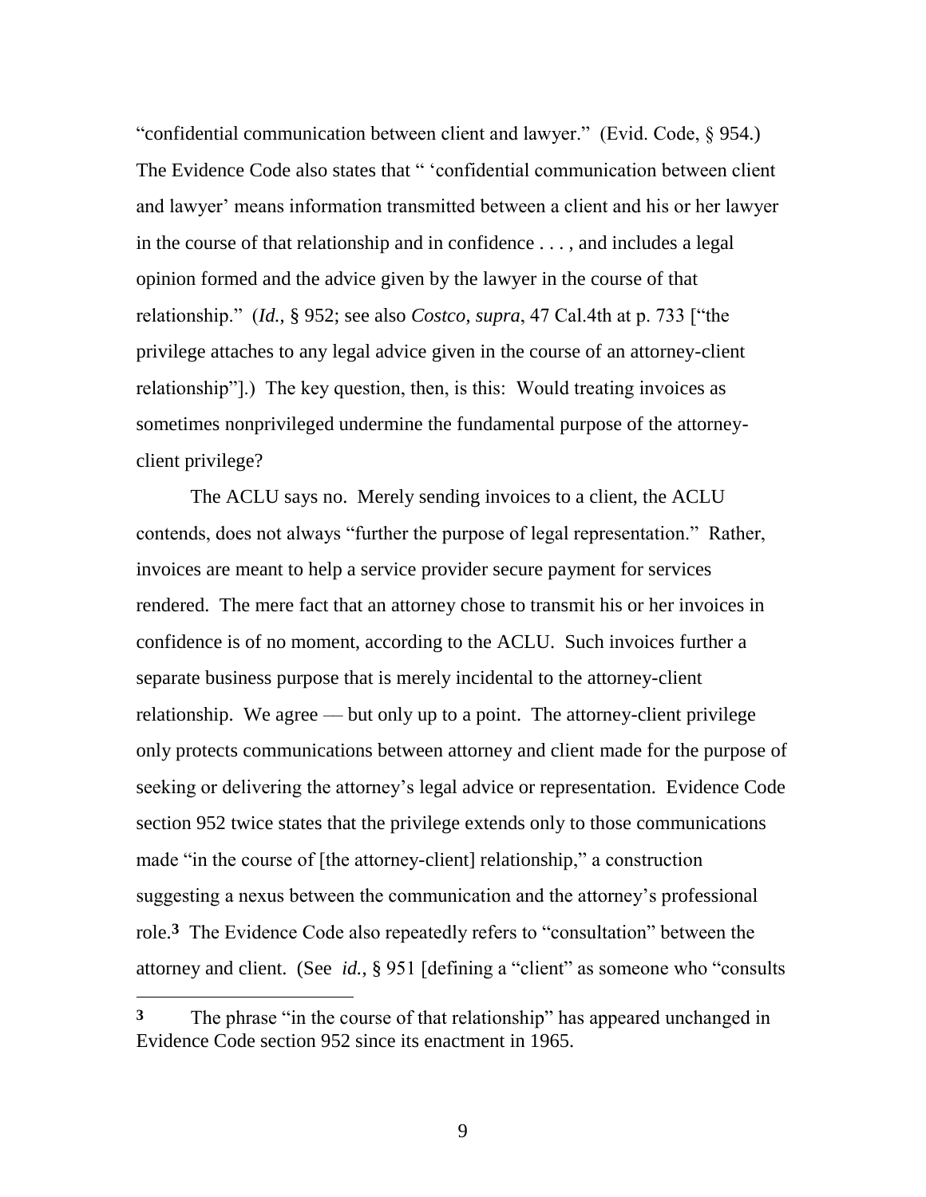"confidential communication between client and lawyer." (Evid. Code, § 954.) The Evidence Code also states that " 'confidential communication between client and lawyer' means information transmitted between a client and his or her lawyer in the course of that relationship and in confidence . . . , and includes a legal opinion formed and the advice given by the lawyer in the course of that relationship." (*Id.*, § 952; see also *Costco, supra*, 47 Cal.4th at p. 733 ["the privilege attaches to any legal advice given in the course of an attorney-client relationship"].) The key question, then, is this: Would treating invoices as sometimes nonprivileged undermine the fundamental purpose of the attorney-client privilege?

The ACLU says no. Merely sending invoices to a client, the ACLU contends, does not always "further the purpose of legal representation." Rather, invoices are meant to help a service provider secure payment for services rendered. The mere fact that an attorney chose to transmit his or her invoices in confidence is of no moment, according to the ACLU. Such invoices further a separate business purpose that is merely incidental to the attorney-client relationship. We agree — but only up to a point. The attorney-client privilege only protects communications between attorney and client made for the purpose of seeking or delivering the attorney's legal advice or representation. Evidence Code section 952 twice states that the privilege extends only to those communications made "in the course of [the attorney-client] relationship," a construction suggesting a nexus between the communication and the attorney's professional role.[3] The Evidence Code also repeatedly refers to "consultation" between the attorney and client. (See *id.*, § 951 [defining a "client" as someone who "consults

---

[3] The phrase "in the course of that relationship" has appeared unchanged in Evidence Code section 952 since its enactment in 1965.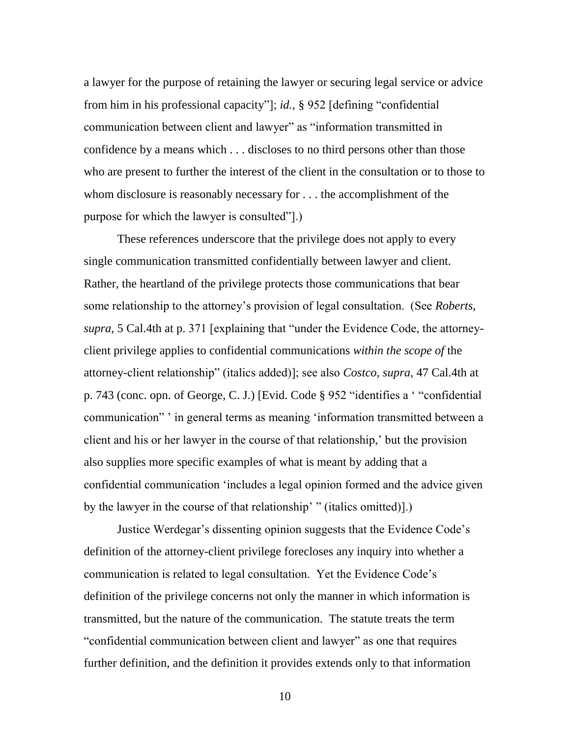a lawyer for the purpose of retaining the lawyer or securing legal service or advice from him in his professional capacity"]; *id.*, § 952 [defining "confidential communication between client and lawyer" as "information transmitted in confidence by a means which . . . discloses to no third persons other than those who are present to further the interest of the client in the consultation or to those to whom disclosure is reasonably necessary for . . . the accomplishment of the purpose for which the lawyer is consulted"].)

These references underscore that the privilege does not apply to every single communication transmitted confidentially between lawyer and client. Rather, the heartland of the privilege protects those communications that bear some relationship to the attorney's provision of legal consultation. (See *Roberts*, *supra*, 5 Cal.4th at p. 371 [explaining that "under the Evidence Code, the attorney-client privilege applies to confidential communications *within the scope of* the attorney-client relationship" (italics added)]; see also *Costco*, *supra*, 47 Cal.4th at p. 743 (conc. opn. of George, C. J.) [Evid. Code § 952 "identifies a ' "confidential communication" ' in general terms as meaning 'information transmitted between a client and his or her lawyer in the course of that relationship,' but the provision also supplies more specific examples of what is meant by adding that a confidential communication 'includes a legal opinion formed and the advice given by the lawyer in the course of that relationship' " (italics omitted)].)

Justice Werdegar's dissenting opinion suggests that the Evidence Code's definition of the attorney-client privilege forecloses any inquiry into whether a communication is related to legal consultation. Yet the Evidence Code's definition of the privilege concerns not only the manner in which information is transmitted, but the nature of the communication. The statute treats the term "confidential communication between client and lawyer" as one that requires further definition, and the definition it provides extends only to that information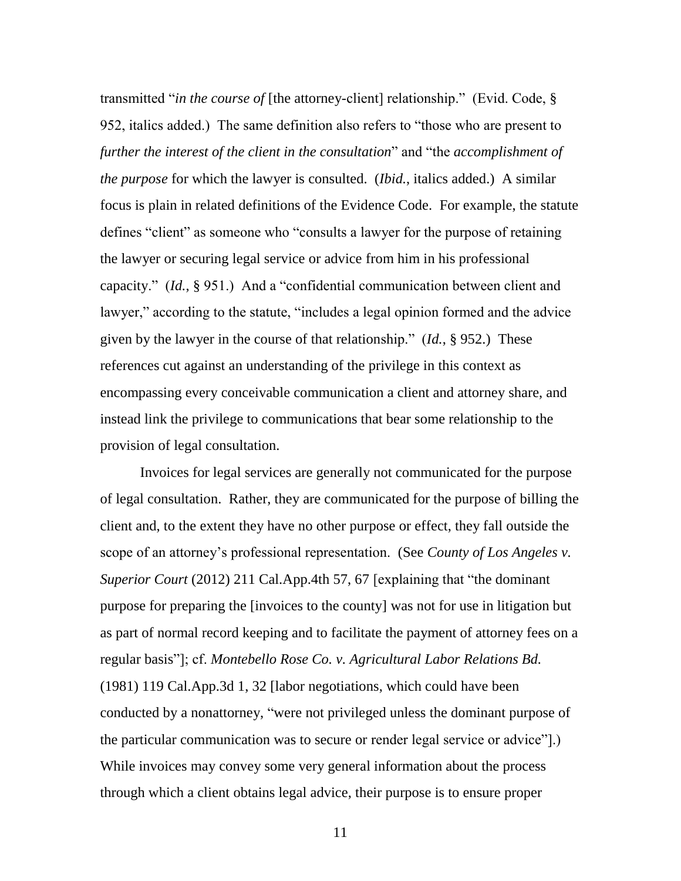transmitted "*in the course of* [the attorney-client] relationship." (Evid. Code, § 952, italics added.) The same definition also refers to "those who are present to *further the interest of the client in the consultation*" and "the *accomplishment of the purpose* for which the lawyer is consulted. (*Ibid.*, italics added.) A similar focus is plain in related definitions of the Evidence Code. For example, the statute defines "client" as someone who "consults a lawyer for the purpose of retaining the lawyer or securing legal service or advice from him in his professional capacity." (*Id.*, § 951.) And a "confidential communication between client and lawyer," according to the statute, "includes a legal opinion formed and the advice given by the lawyer in the course of that relationship." (*Id.*, § 952.) These references cut against an understanding of the privilege in this context as encompassing every conceivable communication a client and attorney share, and instead link the privilege to communications that bear some relationship to the provision of legal consultation.

Invoices for legal services are generally not communicated for the purpose of legal consultation. Rather, they are communicated for the purpose of billing the client and, to the extent they have no other purpose or effect, they fall outside the scope of an attorney's professional representation. (See *County of Los Angeles v. Superior Court* (2012) 211 Cal.App.4th 57, 67 [explaining that "the dominant purpose for preparing the [invoices to the county] was not for use in litigation but as part of normal record keeping and to facilitate the payment of attorney fees on a regular basis"]; cf. *Montebello Rose Co. v. Agricultural Labor Relations Bd.* (1981) 119 Cal.App.3d 1, 32 [labor negotiations, which could have been conducted by a nonattorney, "were not privileged unless the dominant purpose of the particular communication was to secure or render legal service or advice"].) While invoices may convey some very general information about the process through which a client obtains legal advice, their purpose is to ensure proper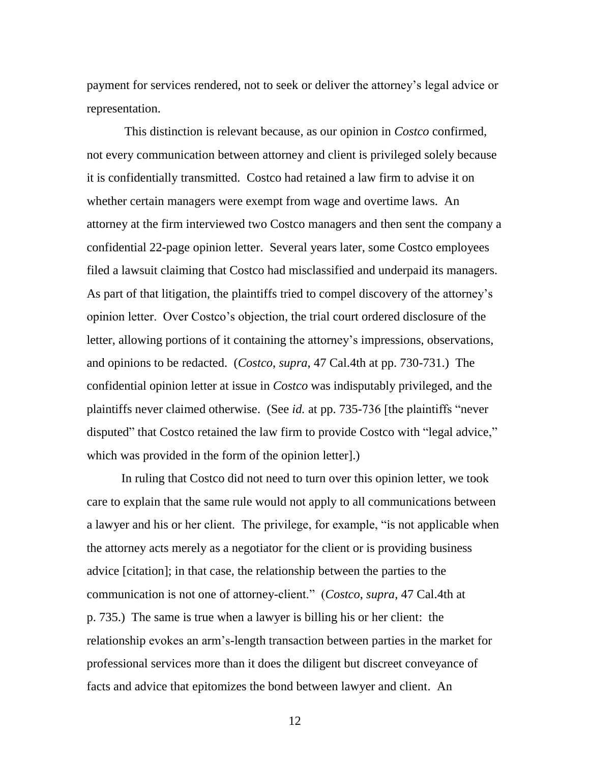payment for services rendered, not to seek or deliver the attorney's legal advice or representation.

This distinction is relevant because, as our opinion in *Costco* confirmed, not every communication between attorney and client is privileged solely because it is confidentially transmitted. Costco had retained a law firm to advise it on whether certain managers were exempt from wage and overtime laws. An attorney at the firm interviewed two Costco managers and then sent the company a confidential 22-page opinion letter. Several years later, some Costco employees filed a lawsuit claiming that Costco had misclassified and underpaid its managers. As part of that litigation, the plaintiffs tried to compel discovery of the attorney's opinion letter. Over Costco's objection, the trial court ordered disclosure of the letter, allowing portions of it containing the attorney's impressions, observations, and opinions to be redacted. (*Costco*, *supra*, 47 Cal.4th at pp. 730-731.) The confidential opinion letter at issue in *Costco* was indisputably privileged, and the plaintiffs never claimed otherwise. (See *id.* at pp. 735-736 [the plaintiffs "never disputed" that Costco retained the law firm to provide Costco with "legal advice," which was provided in the form of the opinion letter].)

In ruling that Costco did not need to turn over this opinion letter, we took care to explain that the same rule would not apply to all communications between a lawyer and his or her client. The privilege, for example, "is not applicable when the attorney acts merely as a negotiator for the client or is providing business advice [citation]; in that case, the relationship between the parties to the communication is not one of attorney-client." (*Costco*, *supra*, 47 Cal.4th at p. 735.) The same is true when a lawyer is billing his or her client: the relationship evokes an arm's-length transaction between parties in the market for professional services more than it does the diligent but discreet conveyance of facts and advice that epitomizes the bond between lawyer and client. An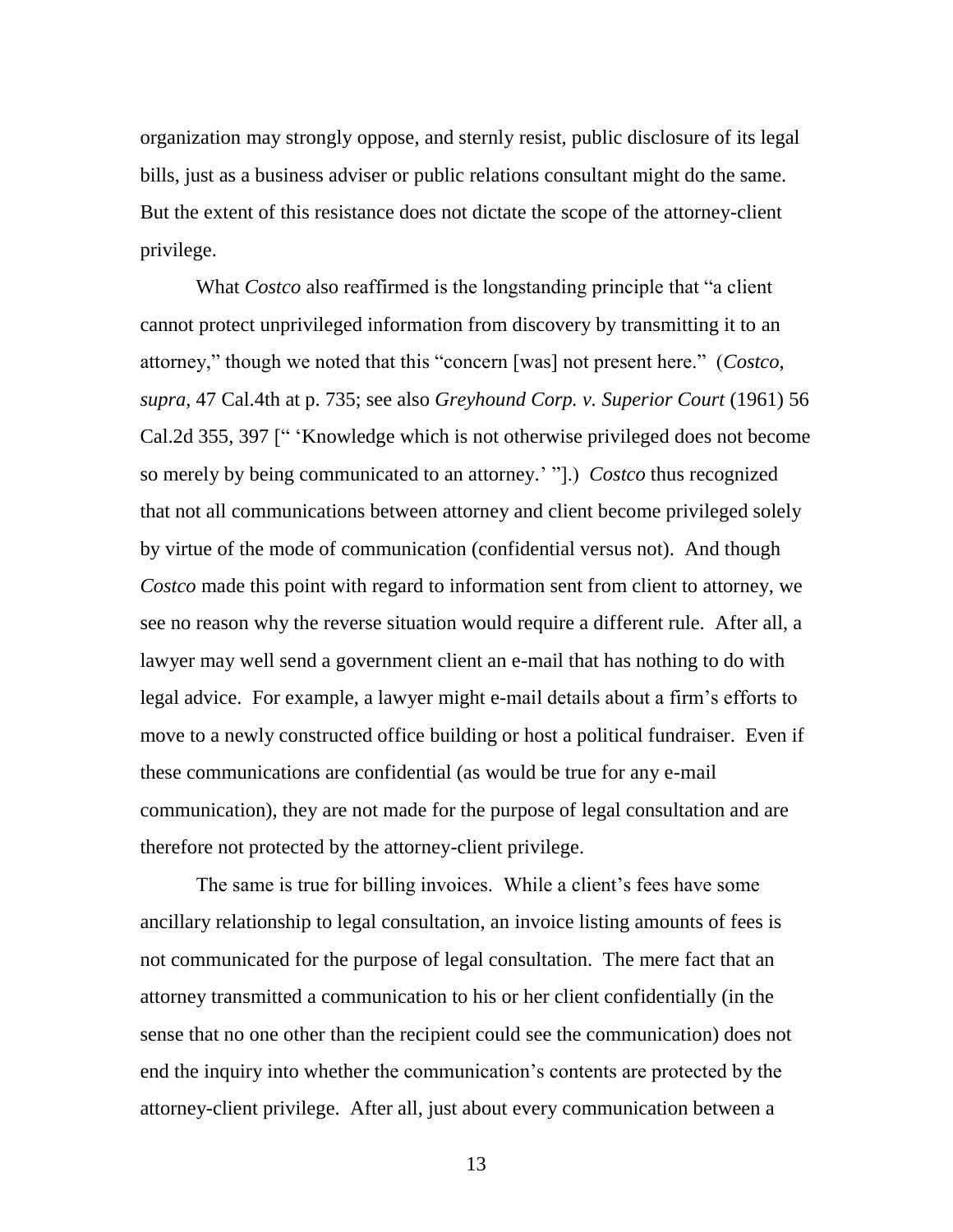organization may strongly oppose, and sternly resist, public disclosure of its legal bills, just as a business adviser or public relations consultant might do the same. But the extent of this resistance does not dictate the scope of the attorney-client privilege.

What *Costco* also reaffirmed is the longstanding principle that "a client cannot protect unprivileged information from discovery by transmitting it to an attorney," though we noted that this "concern [was] not present here." (*Costco, supra*, 47 Cal.4th at p. 735; see also *Greyhound Corp. v. Superior Court* (1961) 56 Cal.2d 355, 397 [" 'Knowledge which is not otherwise privileged does not become so merely by being communicated to an attorney.' "].) *Costco* thus recognized that not all communications between attorney and client become privileged solely by virtue of the mode of communication (confidential versus not). And though *Costco* made this point with regard to information sent from client to attorney, we see no reason why the reverse situation would require a different rule. After all, a lawyer may well send a government client an e-mail that has nothing to do with legal advice. For example, a lawyer might e-mail details about a firm's efforts to move to a newly constructed office building or host a political fundraiser. Even if these communications are confidential (as would be true for any e-mail communication), they are not made for the purpose of legal consultation and are therefore not protected by the attorney-client privilege.

The same is true for billing invoices. While a client's fees have some ancillary relationship to legal consultation, an invoice listing amounts of fees is not communicated for the purpose of legal consultation. The mere fact that an attorney transmitted a communication to his or her client confidentially (in the sense that no one other than the recipient could see the communication) does not end the inquiry into whether the communication's contents are protected by the attorney-client privilege. After all, just about every communication between a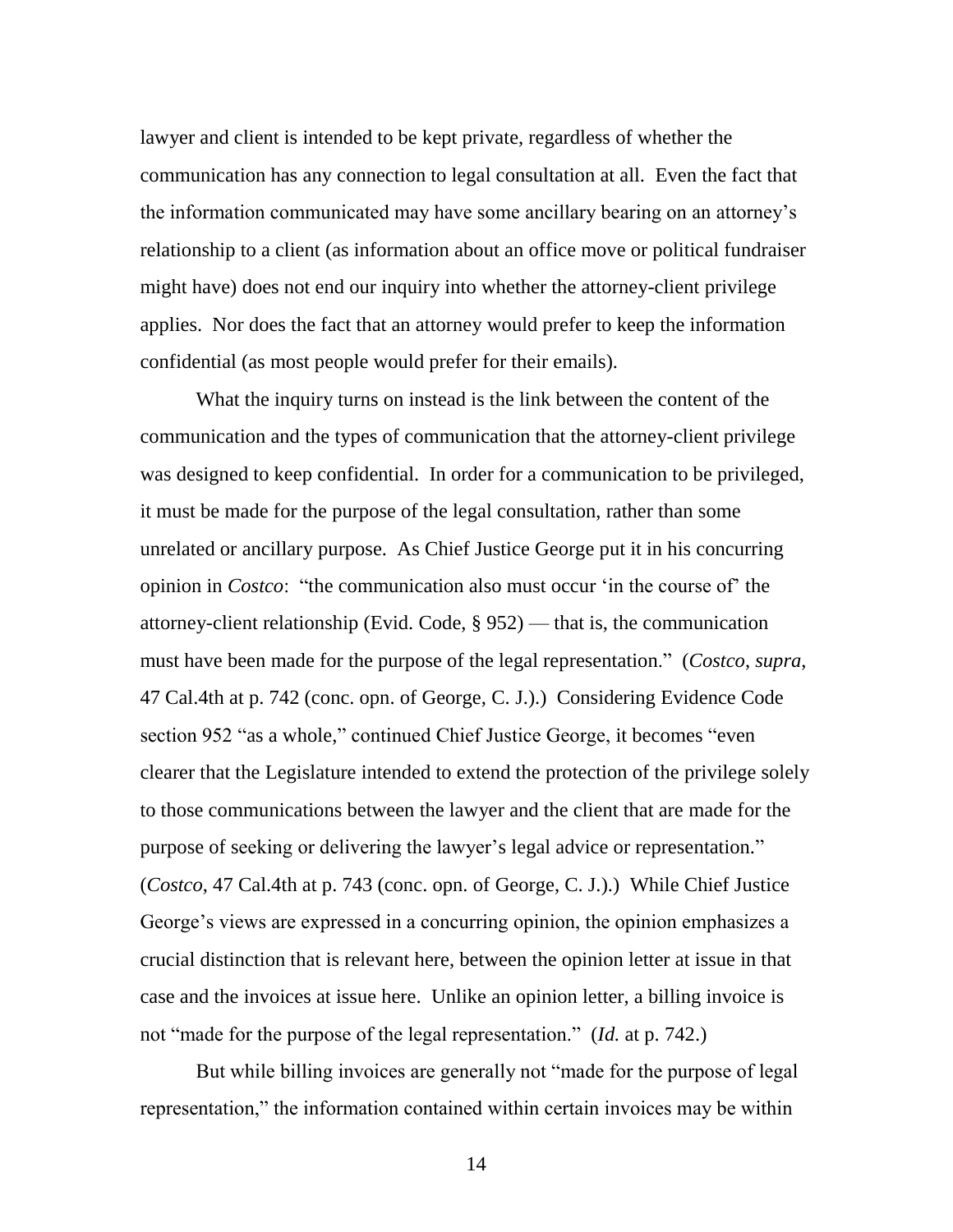lawyer and client is intended to be kept private, regardless of whether the communication has any connection to legal consultation at all. Even the fact that the information communicated may have some ancillary bearing on an attorney's relationship to a client (as information about an office move or political fundraiser might have) does not end our inquiry into whether the attorney-client privilege applies. Nor does the fact that an attorney would prefer to keep the information confidential (as most people would prefer for their emails).

What the inquiry turns on instead is the link between the content of the communication and the types of communication that the attorney-client privilege was designed to keep confidential. In order for a communication to be privileged, it must be made for the purpose of the legal consultation, rather than some unrelated or ancillary purpose. As Chief Justice George put it in his concurring opinion in *Costco*: "the communication also must occur 'in the course of' the attorney-client relationship (Evid. Code, § 952) — that is, the communication must have been made for the purpose of the legal representation." (*Costco*, *supra*, 47 Cal.4th at p. 742 (conc. opn. of George, C. J.).) Considering Evidence Code section 952 "as a whole," continued Chief Justice George, it becomes "even clearer that the Legislature intended to extend the protection of the privilege solely to those communications between the lawyer and the client that are made for the purpose of seeking or delivering the lawyer's legal advice or representation." (*Costco*, 47 Cal.4th at p. 743 (conc. opn. of George, C. J.).) While Chief Justice George's views are expressed in a concurring opinion, the opinion emphasizes a crucial distinction that is relevant here, between the opinion letter at issue in that case and the invoices at issue here. Unlike an opinion letter, a billing invoice is not "made for the purpose of the legal representation." (*Id.* at p. 742.)

But while billing invoices are generally not "made for the purpose of legal representation," the information contained within certain invoices may be within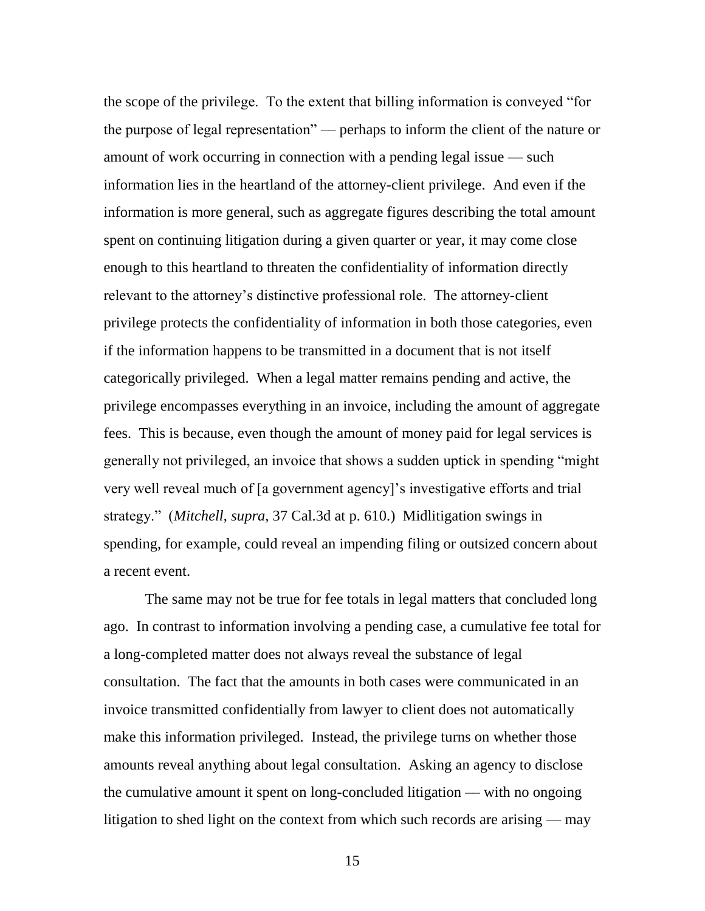the scope of the privilege. To the extent that billing information is conveyed "for the purpose of legal representation" — perhaps to inform the client of the nature or amount of work occurring in connection with a pending legal issue — such information lies in the heartland of the attorney-client privilege. And even if the information is more general, such as aggregate figures describing the total amount spent on continuing litigation during a given quarter or year, it may come close enough to this heartland to threaten the confidentiality of information directly relevant to the attorney's distinctive professional role. The attorney-client privilege protects the confidentiality of information in both those categories, even if the information happens to be transmitted in a document that is not itself categorically privileged. When a legal matter remains pending and active, the privilege encompasses everything in an invoice, including the amount of aggregate fees. This is because, even though the amount of money paid for legal services is generally not privileged, an invoice that shows a sudden uptick in spending "might very well reveal much of [a government agency]'s investigative efforts and trial strategy." (*Mitchell*, *supra*, 37 Cal.3d at p. 610.) Midlitigation swings in spending, for example, could reveal an impending filing or outsized concern about a recent event.

The same may not be true for fee totals in legal matters that concluded long ago. In contrast to information involving a pending case, a cumulative fee total for a long-completed matter does not always reveal the substance of legal consultation. The fact that the amounts in both cases were communicated in an invoice transmitted confidentially from lawyer to client does not automatically make this information privileged. Instead, the privilege turns on whether those amounts reveal anything about legal consultation. Asking an agency to disclose the cumulative amount it spent on long-concluded litigation — with no ongoing litigation to shed light on the context from which such records are arising — may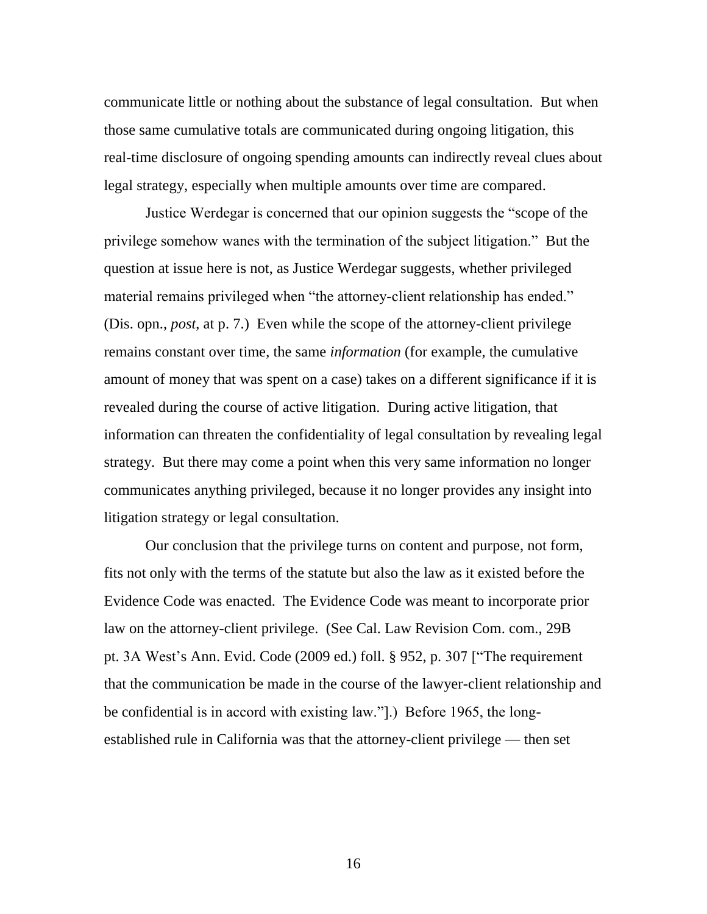communicate little or nothing about the substance of legal consultation. But when those same cumulative totals are communicated during ongoing litigation, this real-time disclosure of ongoing spending amounts can indirectly reveal clues about legal strategy, especially when multiple amounts over time are compared.

Justice Werdegar is concerned that our opinion suggests the "scope of the privilege somehow wanes with the termination of the subject litigation." But the question at issue here is not, as Justice Werdegar suggests, whether privileged material remains privileged when "the attorney-client relationship has ended." (Dis. opn., *post*, at p. 7.) Even while the scope of the attorney-client privilege remains constant over time, the same *information* (for example, the cumulative amount of money that was spent on a case) takes on a different significance if it is revealed during the course of active litigation. During active litigation, that information can threaten the confidentiality of legal consultation by revealing legal strategy. But there may come a point when this very same information no longer communicates anything privileged, because it no longer provides any insight into litigation strategy or legal consultation.

Our conclusion that the privilege turns on content and purpose, not form, fits not only with the terms of the statute but also the law as it existed before the Evidence Code was enacted. The Evidence Code was meant to incorporate prior law on the attorney-client privilege. (See Cal. Law Revision Com. com., 29B pt. 3A West's Ann. Evid. Code (2009 ed.) foll. § 952, p. 307 ["The requirement that the communication be made in the course of the lawyer-client relationship and be confidential is in accord with existing law."].) Before 1965, the long-established rule in California was that the attorney-client privilege — then set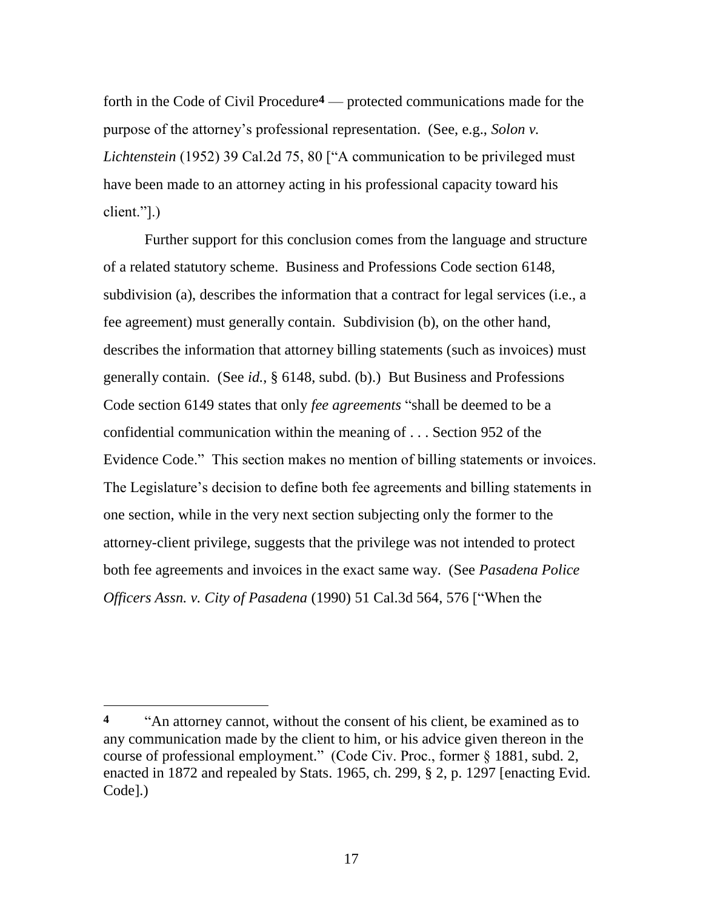forth in the Code of Civil Procedure[4] — protected communications made for the purpose of the attorney's professional representation. (See, e.g., *Solon v. Lichtenstein* (1952) 39 Cal.2d 75, 80 ["A communication to be privileged must have been made to an attorney acting in his professional capacity toward his client."].)

Further support for this conclusion comes from the language and structure of a related statutory scheme. Business and Professions Code section 6148, subdivision (a), describes the information that a contract for legal services (i.e., a fee agreement) must generally contain. Subdivision (b), on the other hand, describes the information that attorney billing statements (such as invoices) must generally contain. (See *id.*, § 6148, subd. (b).) But Business and Professions Code section 6149 states that only *fee agreements* "shall be deemed to be a confidential communication within the meaning of . . . Section 952 of the Evidence Code." This section makes no mention of billing statements or invoices. The Legislature's decision to define both fee agreements and billing statements in one section, while in the very next section subjecting only the former to the attorney-client privilege, suggests that the privilege was not intended to protect both fee agreements and invoices in the exact same way. (See *Pasadena Police Officers Assn. v. City of Pasadena* (1990) 51 Cal.3d 564, 576 ["When the

---

[4] "An attorney cannot, without the consent of his client, be examined as to any communication made by the client to him, or his advice given thereon in the course of professional employment." (Code Civ. Proc., former § 1881, subd. 2, enacted in 1872 and repealed by Stats. 1965, ch. 299, § 2, p. 1297 [enacting Evid. Code].)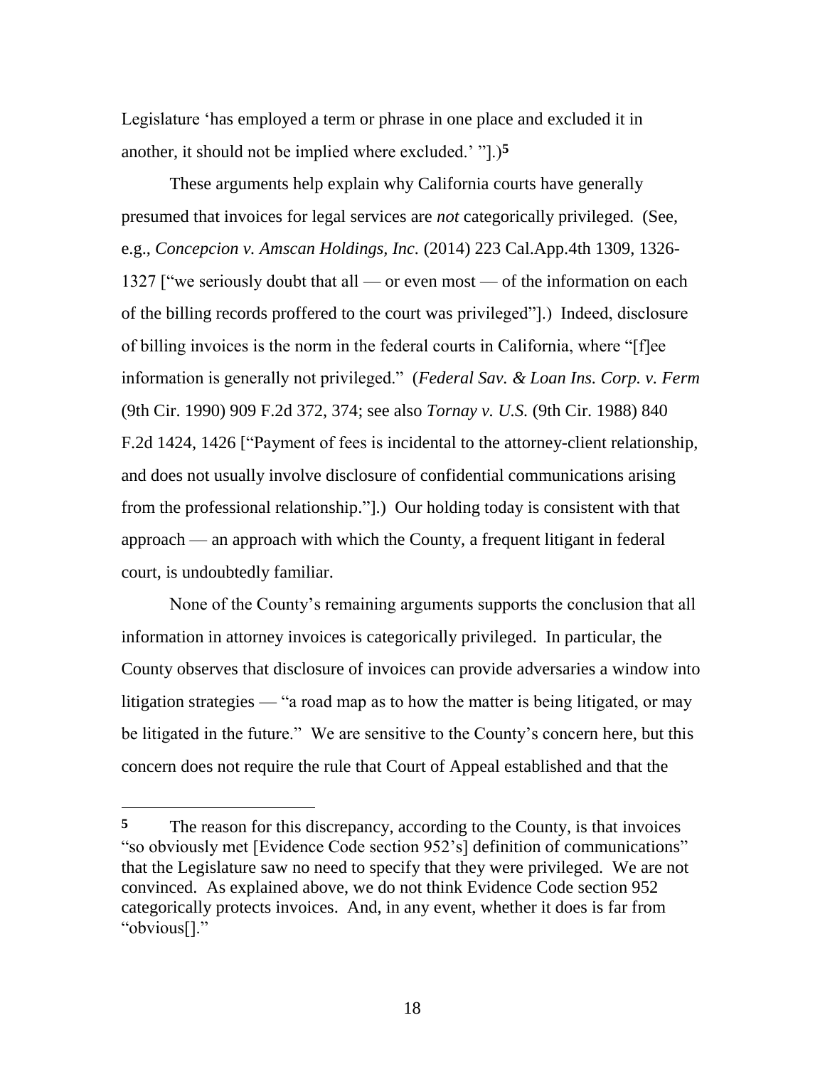Legislature 'has employed a term or phrase in one place and excluded it in another, it should not be implied where excluded.' "].)[5]

These arguments help explain why California courts have generally presumed that invoices for legal services are *not* categorically privileged. (See, e.g., *Concepcion v. Amscan Holdings, Inc.* (2014) 223 Cal.App.4th 1309, 1326-1327 ["we seriously doubt that all — or even most — of the information on each of the billing records proffered to the court was privileged"].) Indeed, disclosure of billing invoices is the norm in the federal courts in California, where "[f]ee information is generally not privileged." (*Federal Sav. & Loan Ins. Corp. v. Ferm* (9th Cir. 1990) 909 F.2d 372, 374; see also *Tornay v. U.S.* (9th Cir. 1988) 840 F.2d 1424, 1426 ["Payment of fees is incidental to the attorney-client relationship, and does not usually involve disclosure of confidential communications arising from the professional relationship."].) Our holding today is consistent with that approach — an approach with which the County, a frequent litigant in federal court, is undoubtedly familiar.

None of the County's remaining arguments supports the conclusion that all information in attorney invoices is categorically privileged. In particular, the County observes that disclosure of invoices can provide adversaries a window into litigation strategies — "a road map as to how the matter is being litigated, or may be litigated in the future." We are sensitive to the County's concern here, but this concern does not require the rule that Court of Appeal established and that the

---

**5** The reason for this discrepancy, according to the County, is that invoices "so obviously met [Evidence Code section 952's] definition of communications" that the Legislature saw no need to specify that they were privileged. We are not convinced. As explained above, we do not think Evidence Code section 952 categorically protects invoices. And, in any event, whether it does is far from "obvious[]."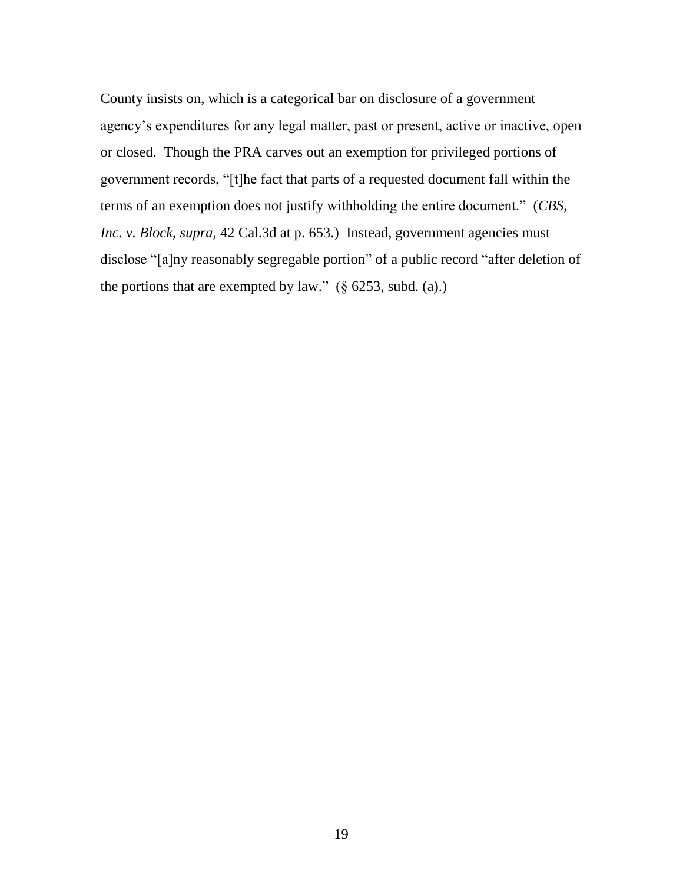County insists on, which is a categorical bar on disclosure of a government agency's expenditures for any legal matter, past or present, active or inactive, open or closed. Though the PRA carves out an exemption for privileged portions of government records, "[t]he fact that parts of a requested document fall within the terms of an exemption does not justify withholding the entire document." (*CBS, Inc. v. Block*, *supra*, 42 Cal.3d at p. 653.) Instead, government agencies must disclose "[a]ny reasonably segregable portion" of a public record "after deletion of the portions that are exempted by law." (§ 6253, subd. (a).)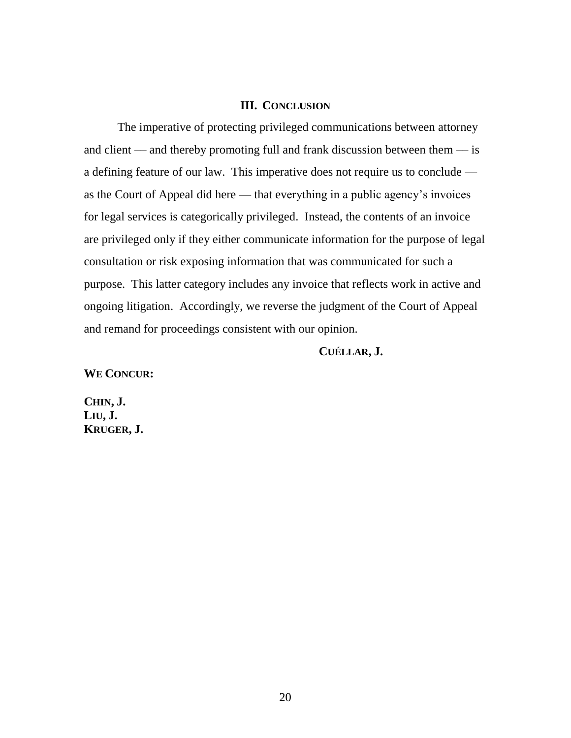## III. CONCLUSION

The imperative of protecting privileged communications between attorney and client — and thereby promoting full and frank discussion between them — is a defining feature of our law. This imperative does not require us to conclude — as the Court of Appeal did here — that everything in a public agency's invoices for legal services is categorically privileged. Instead, the contents of an invoice are privileged only if they either communicate information for the purpose of legal consultation or risk exposing information that was communicated for such a purpose. This latter category includes any invoice that reflects work in active and ongoing litigation. Accordingly, we reverse the judgment of the Court of Appeal and remand for proceedings consistent with our opinion.

**CUÉLLAR, J.**

**WE CONCUR:**

**CHIN, J.**
**LIU, J.**
**KRUGER, J.**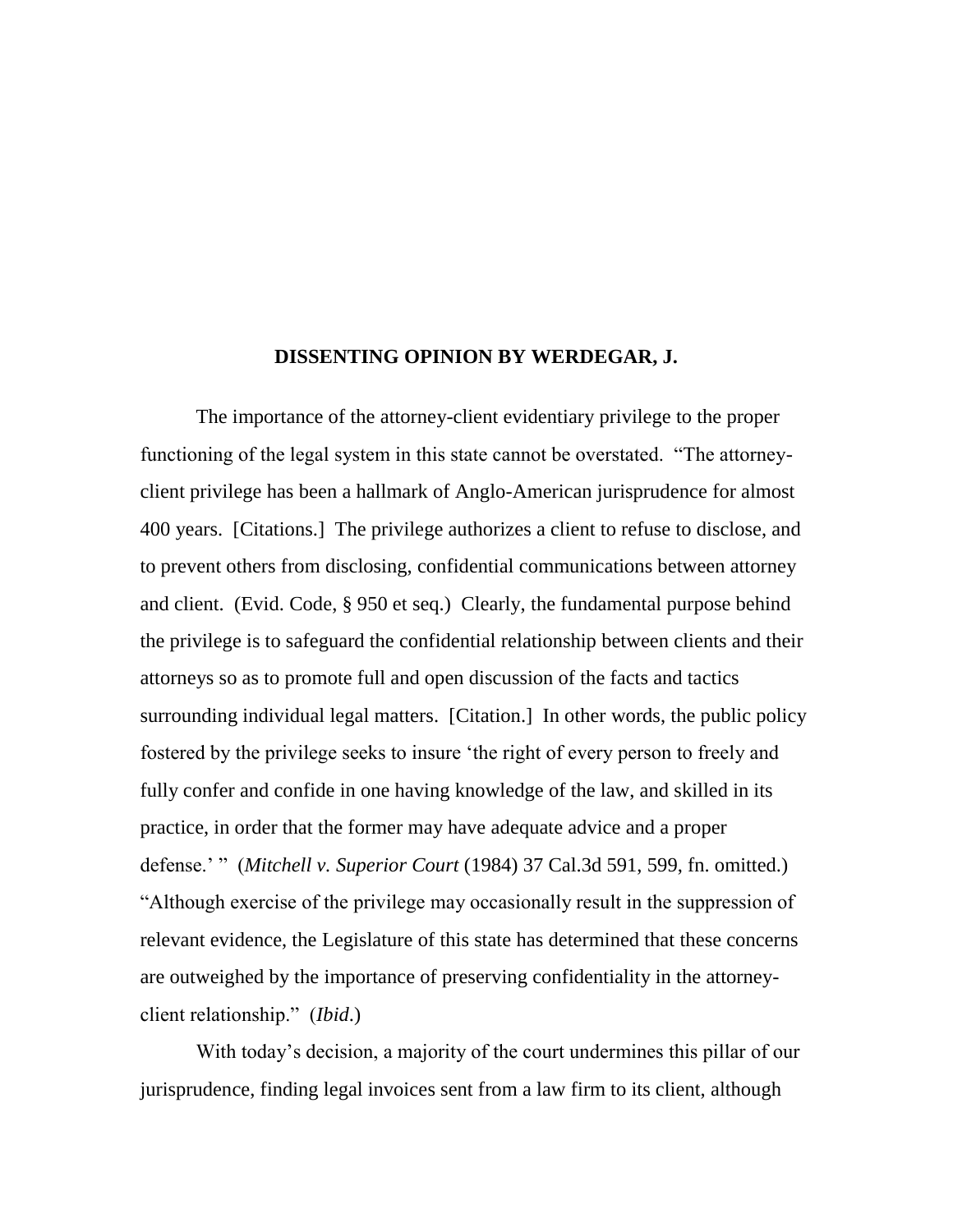## DISSENTING OPINION BY WERDEGAR, J.

The importance of the attorney-client evidentiary privilege to the proper functioning of the legal system in this state cannot be overstated. "The attorney-client privilege has been a hallmark of Anglo-American jurisprudence for almost 400 years. [Citations.] The privilege authorizes a client to refuse to disclose, and to prevent others from disclosing, confidential communications between attorney and client. (Evid. Code, § 950 et seq.) Clearly, the fundamental purpose behind the privilege is to safeguard the confidential relationship between clients and their attorneys so as to promote full and open discussion of the facts and tactics surrounding individual legal matters. [Citation.] In other words, the public policy fostered by the privilege seeks to insure 'the right of every person to freely and fully confer and confide in one having knowledge of the law, and skilled in its practice, in order that the former may have adequate advice and a proper defense.' " (*Mitchell v. Superior Court* (1984) 37 Cal.3d 591, 599, fn. omitted.) "Although exercise of the privilege may occasionally result in the suppression of relevant evidence, the Legislature of this state has determined that these concerns are outweighed by the importance of preserving confidentiality in the attorney-client relationship." (*Ibid.*)

With today's decision, a majority of the court undermines this pillar of our jurisprudence, finding legal invoices sent from a law firm to its client, although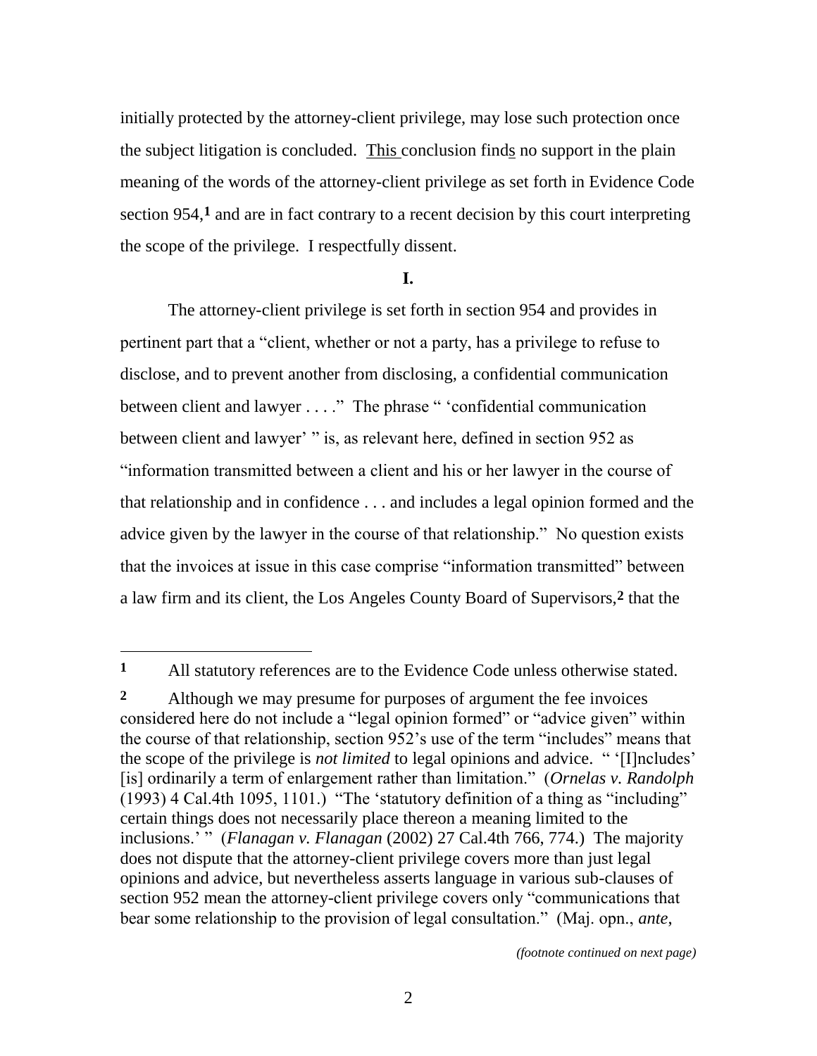initially protected by the attorney-client privilege, may lose such protection once the subject litigation is concluded. This conclusion finds no support in the plain meaning of the words of the attorney-client privilege as set forth in Evidence Code section 954,[1] and are in fact contrary to a recent decision by this court interpreting the scope of the privilege. I respectfully dissent.

**I.**

The attorney-client privilege is set forth in section 954 and provides in pertinent part that a "client, whether or not a party, has a privilege to refuse to disclose, and to prevent another from disclosing, a confidential communication between client and lawyer . . . ." The phrase " 'confidential communication between client and lawyer' " is, as relevant here, defined in section 952 as "information transmitted between a client and his or her lawyer in the course of that relationship and in confidence . . . and includes a legal opinion formed and the advice given by the lawyer in the course of that relationship." No question exists that the invoices at issue in this case comprise "information transmitted" between a law firm and its client, the Los Angeles County Board of Supervisors,[2] that the

---

[1] All statutory references are to the Evidence Code unless otherwise stated.

[2] Although we may presume for purposes of argument the fee invoices considered here do not include a "legal opinion formed" or "advice given" within the course of that relationship, section 952's use of the term "includes" means that the scope of the privilege is *not limited* to legal opinions and advice. " '[I]ncludes' [is] ordinarily a term of enlargement rather than limitation." (*Ornelas v. Randolph* (1993) 4 Cal.4th 1095, 1101.) "The 'statutory definition of a thing as "including" certain things does not necessarily place thereon a meaning limited to the inclusions.' " (*Flanagan v. Flanagan* (2002) 27 Cal.4th 766, 774.) The majority does not dispute that the attorney-client privilege covers more than just legal opinions and advice, but nevertheless asserts language in various sub-clauses of section 952 mean the attorney-client privilege covers only "communications that bear some relationship to the provision of legal consultation." (Maj. opn., *ante*,

*(footnote continued on next page)*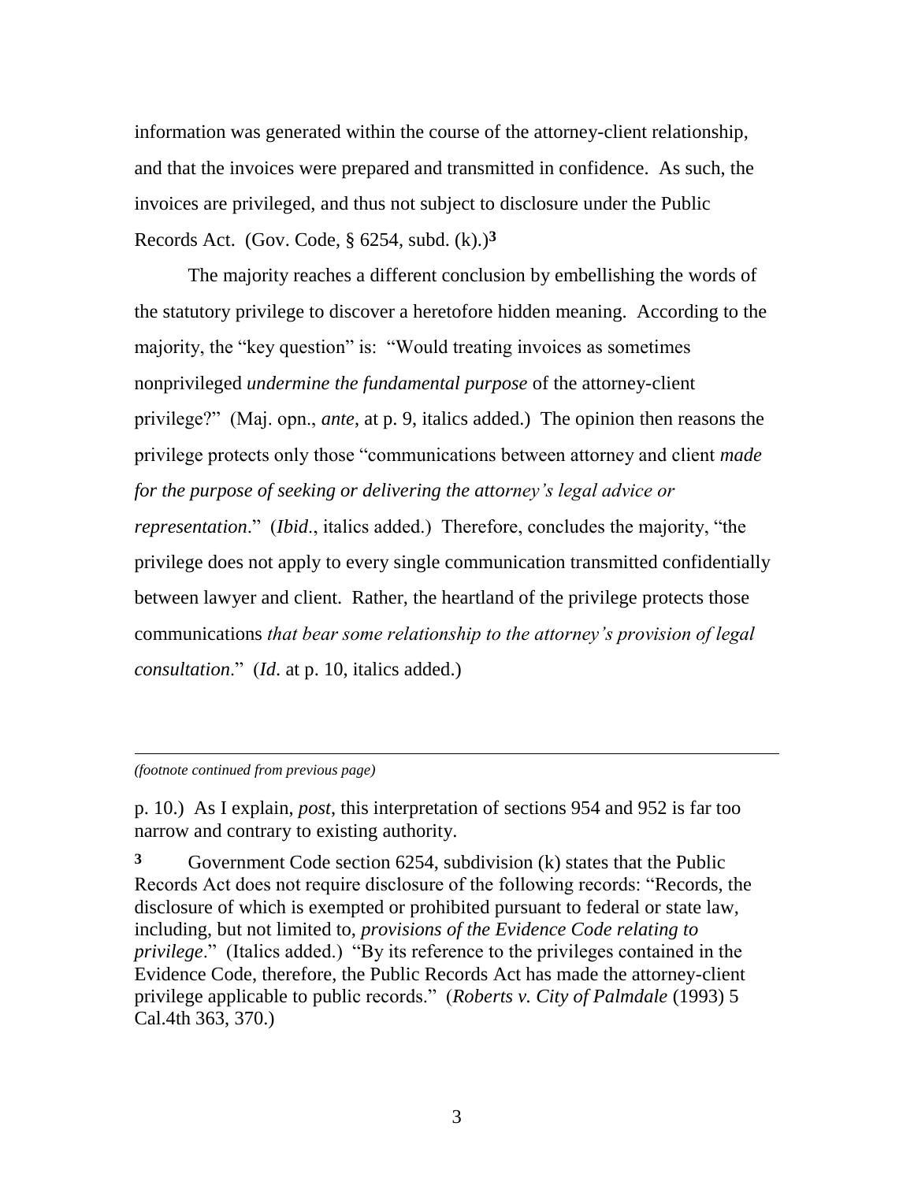information was generated within the course of the attorney-client relationship, and that the invoices were prepared and transmitted in confidence. As such, the invoices are privileged, and thus not subject to disclosure under the Public Records Act. (Gov. Code, § 6254, subd. (k).)[3]

The majority reaches a different conclusion by embellishing the words of the statutory privilege to discover a heretofore hidden meaning. According to the majority, the "key question" is: "Would treating invoices as sometimes nonprivileged *undermine the fundamental purpose* of the attorney-client privilege?" (Maj. opn., *ante*, at p. 9, italics added.) The opinion then reasons the privilege protects only those "communications between attorney and client *made for the purpose of seeking or delivering the attorney's legal advice or representation*." (*Ibid*., italics added.) Therefore, concludes the majority, "the privilege does not apply to every single communication transmitted confidentially between lawyer and client. Rather, the heartland of the privilege protects those communications *that bear some relationship to the attorney's provision of legal consultation*." (*Id*. at p. 10, italics added.)

---

*(footnote continued from previous page)*

p. 10.) As I explain, *post*, this interpretation of sections 954 and 952 is far too narrow and contrary to existing authority.

[3] Government Code section 6254, subdivision (k) states that the Public Records Act does not require disclosure of the following records: "Records, the disclosure of which is exempted or prohibited pursuant to federal or state law, including, but not limited to, *provisions of the Evidence Code relating to privilege*." (Italics added.) "By its reference to the privileges contained in the Evidence Code, therefore, the Public Records Act has made the attorney-client privilege applicable to public records." (*Roberts v. City of Palmdale* (1993) 5 Cal.4th 363, 370.)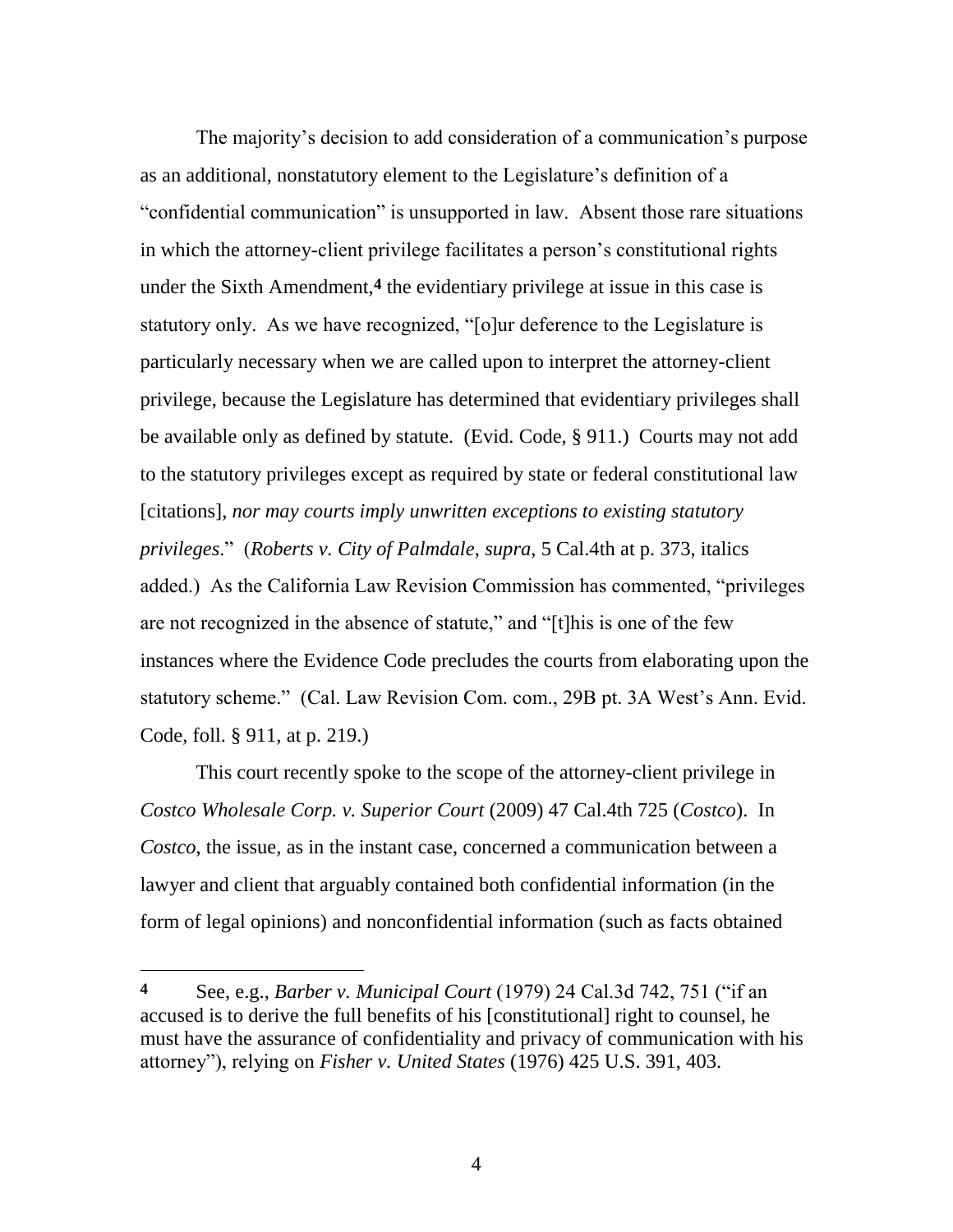The majority's decision to add consideration of a communication's purpose as an additional, nonstatutory element to the Legislature's definition of a "confidential communication" is unsupported in law. Absent those rare situations in which the attorney-client privilege facilitates a person's constitutional rights under the Sixth Amendment,[4] the evidentiary privilege at issue in this case is statutory only. As we have recognized, "[o]ur deference to the Legislature is particularly necessary when we are called upon to interpret the attorney-client privilege, because the Legislature has determined that evidentiary privileges shall be available only as defined by statute. (Evid. Code, § 911.) Courts may not add to the statutory privileges except as required by state or federal constitutional law [citations], *nor may courts imply unwritten exceptions to existing statutory privileges*." (*Roberts v. City of Palmdale*, *supra*, 5 Cal.4th at p. 373, italics added.) As the California Law Revision Commission has commented, "privileges are not recognized in the absence of statute," and "[t]his is one of the few instances where the Evidence Code precludes the courts from elaborating upon the statutory scheme." (Cal. Law Revision Com. com., 29B pt. 3A West's Ann. Evid. Code, foll. § 911, at p. 219.)

This court recently spoke to the scope of the attorney-client privilege in *Costco Wholesale Corp. v. Superior Court* (2009) 47 Cal.4th 725 (*Costco*). In *Costco*, the issue, as in the instant case, concerned a communication between a lawyer and client that arguably contained both confidential information (in the form of legal opinions) and nonconfidential information (such as facts obtained

---

**4** See, e.g., *Barber v. Municipal Court* (1979) 24 Cal.3d 742, 751 ("if an accused is to derive the full benefits of his [constitutional] right to counsel, he must have the assurance of confidentiality and privacy of communication with his attorney"), relying on *Fisher v. United States* (1976) 425 U.S. 391, 403.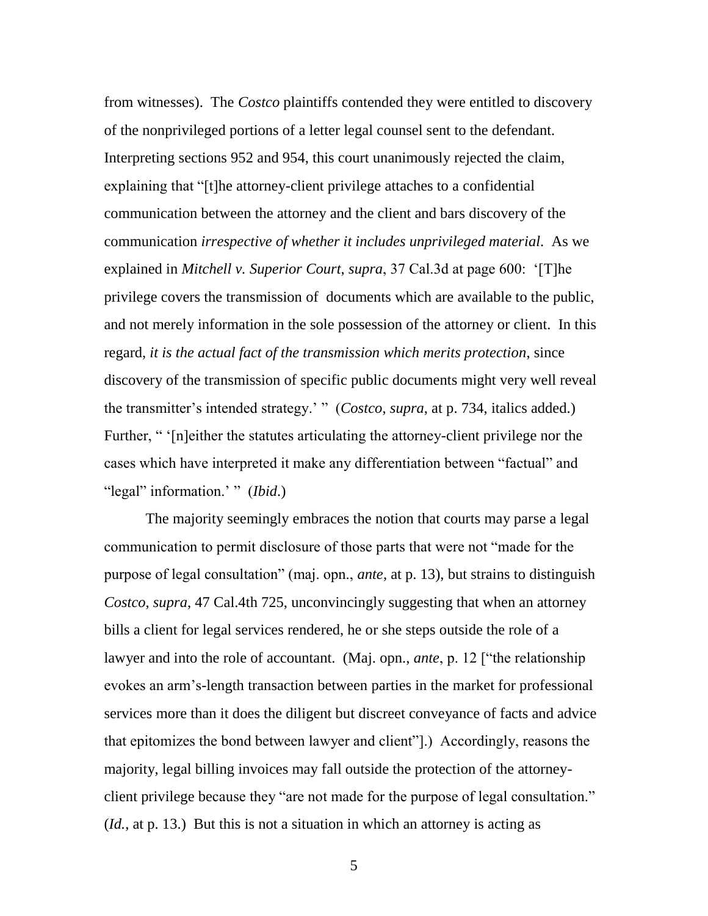from witnesses). The *Costco* plaintiffs contended they were entitled to discovery of the nonprivileged portions of a letter legal counsel sent to the defendant. Interpreting sections 952 and 954, this court unanimously rejected the claim, explaining that "[t]he attorney-client privilege attaches to a confidential communication between the attorney and the client and bars discovery of the communication *irrespective of whether it includes unprivileged material*. As we explained in *Mitchell v. Superior Court*, *supra*, 37 Cal.3d at page 600: '[T]he privilege covers the transmission of documents which are available to the public, and not merely information in the sole possession of the attorney or client. In this regard, *it is the actual fact of the transmission which merits protection*, since discovery of the transmission of specific public documents might very well reveal the transmitter's intended strategy.' " (*Costco*, *supra*, at p. 734, italics added.) Further, " '[n]either the statutes articulating the attorney-client privilege nor the cases which have interpreted it make any differentiation between "factual" and "legal" information.' " (*Ibid*.)

The majority seemingly embraces the notion that courts may parse a legal communication to permit disclosure of those parts that were not "made for the purpose of legal consultation" (maj. opn., *ante*, at p. 13), but strains to distinguish *Costco*, *supra*, 47 Cal.4th 725, unconvincingly suggesting that when an attorney bills a client for legal services rendered, he or she steps outside the role of a lawyer and into the role of accountant. (Maj. opn., *ante*, p. 12 ["the relationship evokes an arm's-length transaction between parties in the market for professional services more than it does the diligent but discreet conveyance of facts and advice that epitomizes the bond between lawyer and client"].) Accordingly, reasons the majority, legal billing invoices may fall outside the protection of the attorney-client privilege because they "are not made for the purpose of legal consultation." (*Id.*, at p. 13.) But this is not a situation in which an attorney is acting as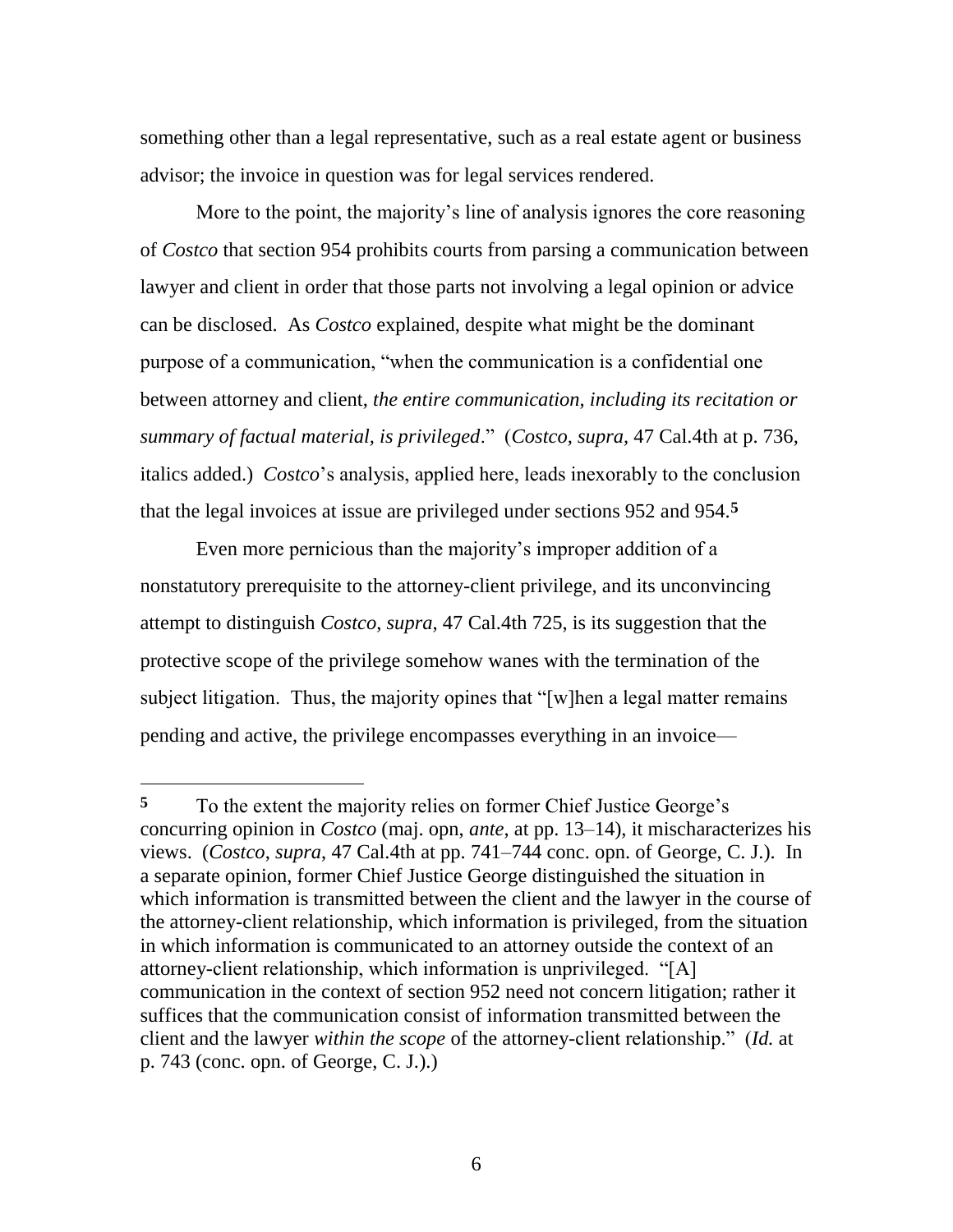something other than a legal representative, such as a real estate agent or business advisor; the invoice in question was for legal services rendered.

More to the point, the majority's line of analysis ignores the core reasoning of *Costco* that section 954 prohibits courts from parsing a communication between lawyer and client in order that those parts not involving a legal opinion or advice can be disclosed. As *Costco* explained, despite what might be the dominant purpose of a communication, "when the communication is a confidential one between attorney and client, *the entire communication, including its recitation or summary of factual material, is privileged*." (*Costco*, *supra*, 47 Cal.4th at p. 736, italics added.) *Costco*'s analysis, applied here, leads inexorably to the conclusion that the legal invoices at issue are privileged under sections 952 and 954.[5]

Even more pernicious than the majority's improper addition of a nonstatutory prerequisite to the attorney-client privilege, and its unconvincing attempt to distinguish *Costco, supra*, 47 Cal.4th 725, is its suggestion that the protective scope of the privilege somehow wanes with the termination of the subject litigation. Thus, the majority opines that "[w]hen a legal matter remains pending and active, the privilege encompasses everything in an invoice—

---

**5** To the extent the majority relies on former Chief Justice George's concurring opinion in *Costco* (maj. opn, *ante*, at pp. 13–14), it mischaracterizes his views. (*Costco*, *supra*, 47 Cal.4th at pp. 741–744 conc. opn. of George, C. J.). In a separate opinion, former Chief Justice George distinguished the situation in which information is transmitted between the client and the lawyer in the course of the attorney-client relationship, which information is privileged, from the situation in which information is communicated to an attorney outside the context of an attorney-client relationship, which information is unprivileged. "[A] communication in the context of section 952 need not concern litigation; rather it suffices that the communication consist of information transmitted between the client and the lawyer *within the scope* of the attorney-client relationship." (*Id.* at p. 743 (conc. opn. of George, C. J.).)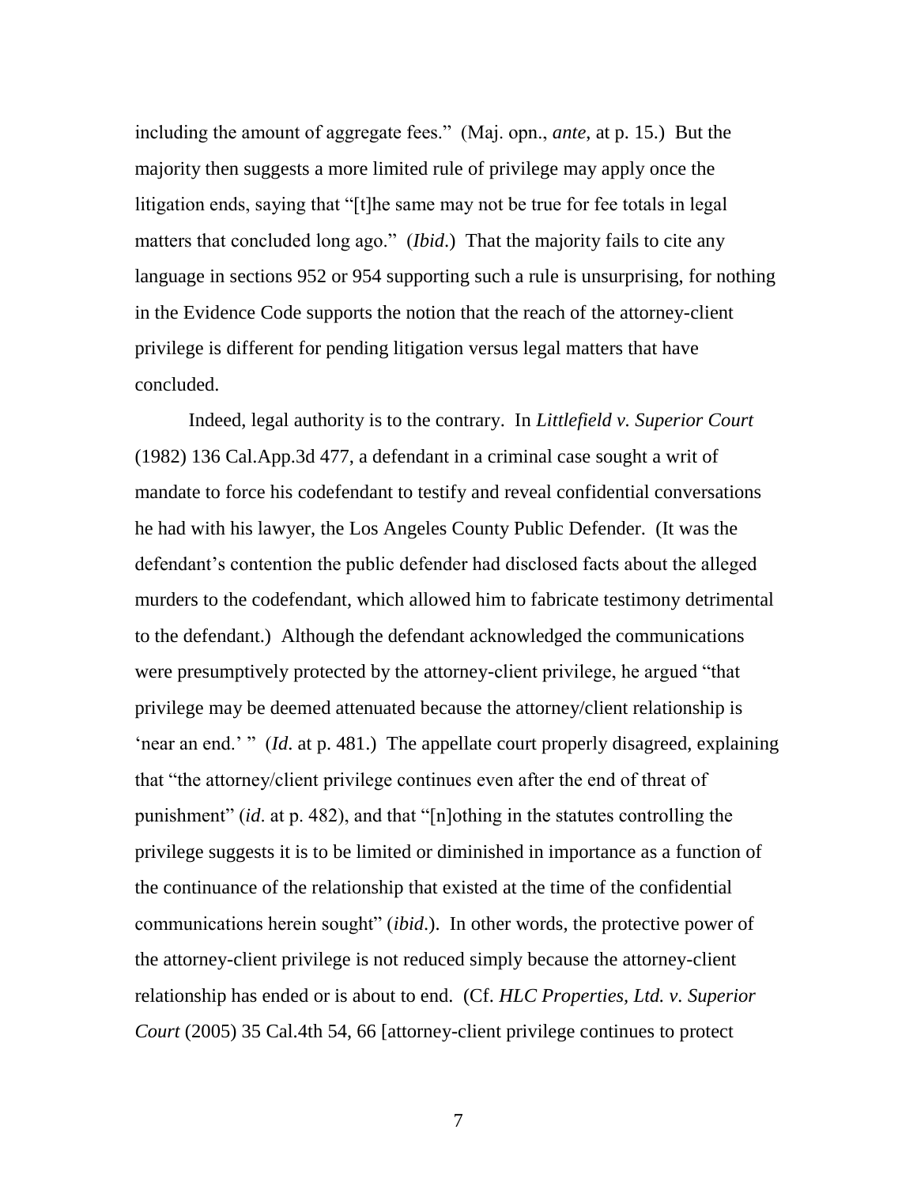including the amount of aggregate fees." (Maj. opn., *ante*, at p. 15.) But the majority then suggests a more limited rule of privilege may apply once the litigation ends, saying that "[t]he same may not be true for fee totals in legal matters that concluded long ago." (*Ibid*.) That the majority fails to cite any language in sections 952 or 954 supporting such a rule is unsurprising, for nothing in the Evidence Code supports the notion that the reach of the attorney-client privilege is different for pending litigation versus legal matters that have concluded.

Indeed, legal authority is to the contrary. In *Littlefield v. Superior Court* (1982) 136 Cal.App.3d 477, a defendant in a criminal case sought a writ of mandate to force his codefendant to testify and reveal confidential conversations he had with his lawyer, the Los Angeles County Public Defender. (It was the defendant's contention the public defender had disclosed facts about the alleged murders to the codefendant, which allowed him to fabricate testimony detrimental to the defendant.) Although the defendant acknowledged the communications were presumptively protected by the attorney-client privilege, he argued "that privilege may be deemed attenuated because the attorney/client relationship is 'near an end.' " (*Id*. at p. 481.) The appellate court properly disagreed, explaining that "the attorney/client privilege continues even after the end of threat of punishment" (*id*. at p. 482), and that "[n]othing in the statutes controlling the privilege suggests it is to be limited or diminished in importance as a function of the continuance of the relationship that existed at the time of the confidential communications herein sought" (*ibid*.). In other words, the protective power of the attorney-client privilege is not reduced simply because the attorney-client relationship has ended or is about to end. (Cf. *HLC Properties, Ltd. v. Superior Court* (2005) 35 Cal.4th 54, 66 [attorney-client privilege continues to protect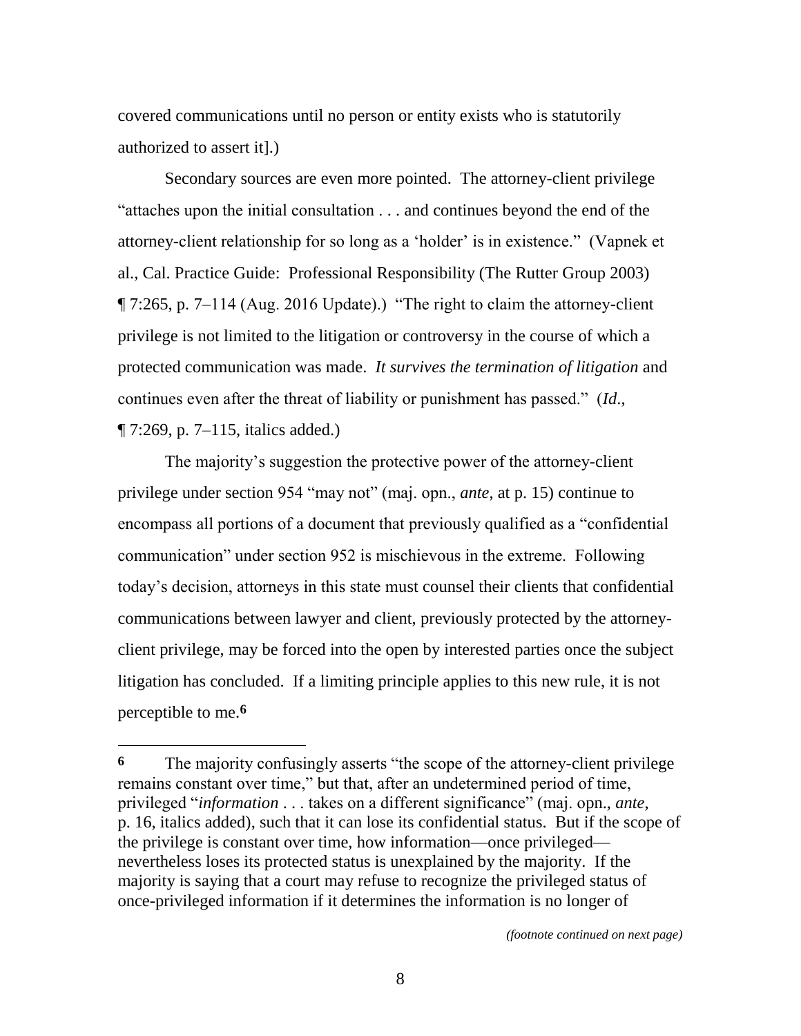covered communications until no person or entity exists who is statutorily authorized to assert it].)

Secondary sources are even more pointed. The attorney-client privilege "attaches upon the initial consultation . . . and continues beyond the end of the attorney-client relationship for so long as a 'holder' is in existence." (Vapnek et al., Cal. Practice Guide: Professional Responsibility (The Rutter Group 2003) ¶ 7:265, p. 7–114 (Aug. 2016 Update).) "The right to claim the attorney-client privilege is not limited to the litigation or controversy in the course of which a protected communication was made. *It survives the termination of litigation* and continues even after the threat of liability or punishment has passed." (*Id*., ¶ 7:269, p. 7–115, italics added.)

The majority's suggestion the protective power of the attorney-client privilege under section 954 "may not" (maj. opn., *ante*, at p. 15) continue to encompass all portions of a document that previously qualified as a "confidential communication" under section 952 is mischievous in the extreme. Following today's decision, attorneys in this state must counsel their clients that confidential communications between lawyer and client, previously protected by the attorney-client privilege, may be forced into the open by interested parties once the subject litigation has concluded. If a limiting principle applies to this new rule, it is not perceptible to me.[6]

---

**6** The majority confusingly asserts "the scope of the attorney-client privilege remains constant over time," but that, after an undetermined period of time, privileged "*information* . . . takes on a different significance" (maj. opn., *ante*, p. 16, italics added), such that it can lose its confidential status. But if the scope of the privilege is constant over time, how information—once privileged—nevertheless loses its protected status is unexplained by the majority. If the majority is saying that a court may refuse to recognize the privileged status of once-privileged information if it determines the information is no longer of

*(footnote continued on next page)*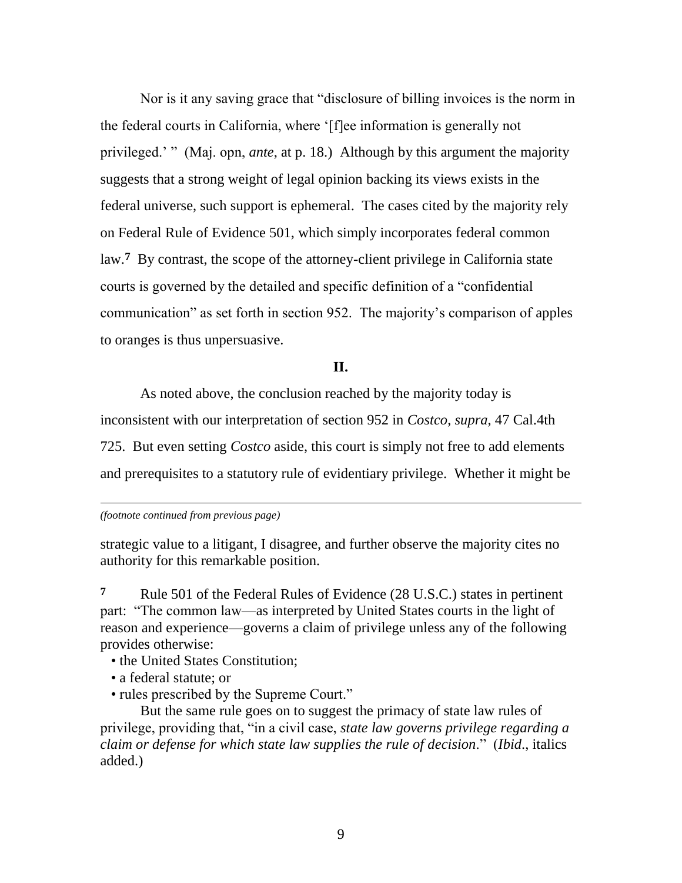Nor is it any saving grace that "disclosure of billing invoices is the norm in the federal courts in California, where '[f]ee information is generally not privileged.' " (Maj. opn, *ante*, at p. 18.) Although by this argument the majority suggests that a strong weight of legal opinion backing its views exists in the federal universe, such support is ephemeral. The cases cited by the majority rely on Federal Rule of Evidence 501, which simply incorporates federal common law.[7] By contrast, the scope of the attorney-client privilege in California state courts is governed by the detailed and specific definition of a "confidential communication" as set forth in section 952. The majority's comparison of apples to oranges is thus unpersuasive.

**II.**

As noted above, the conclusion reached by the majority today is inconsistent with our interpretation of section 952 in *Costco*, *supra*, 47 Cal.4th 725. But even setting *Costco* aside, this court is simply not free to add elements and prerequisites to a statutory rule of evidentiary privilege. Whether it might be

---

*(footnote continued from previous page)*

strategic value to a litigant, I disagree, and further observe the majority cites no authority for this remarkable position.

[7] Rule 501 of the Federal Rules of Evidence (28 U.S.C.) states in pertinent part: "The common law—as interpreted by United States courts in the light of reason and experience—governs a claim of privilege unless any of the following provides otherwise:

- the United States Constitution;
- a federal statute; or
- rules prescribed by the Supreme Court."

But the same rule goes on to suggest the primacy of state law rules of privilege, providing that, "in a civil case, *state law governs privilege regarding a claim or defense for which state law supplies the rule of decision*." (*Ibid*., italics added.)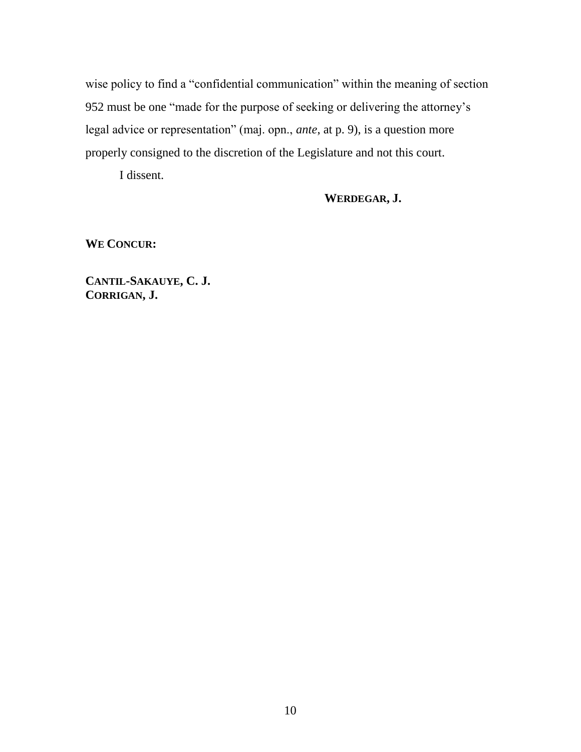wise policy to find a "confidential communication" within the meaning of section 952 must be one "made for the purpose of seeking or delivering the attorney's legal advice or representation" (maj. opn., *ante*, at p. 9), is a question more properly consigned to the discretion of the Legislature and not this court.

I dissent.

**WERDEGAR, J.**

**WE CONCUR:**

**CANTIL-SAKAUYE, C. J.**
**CORRIGAN, J.**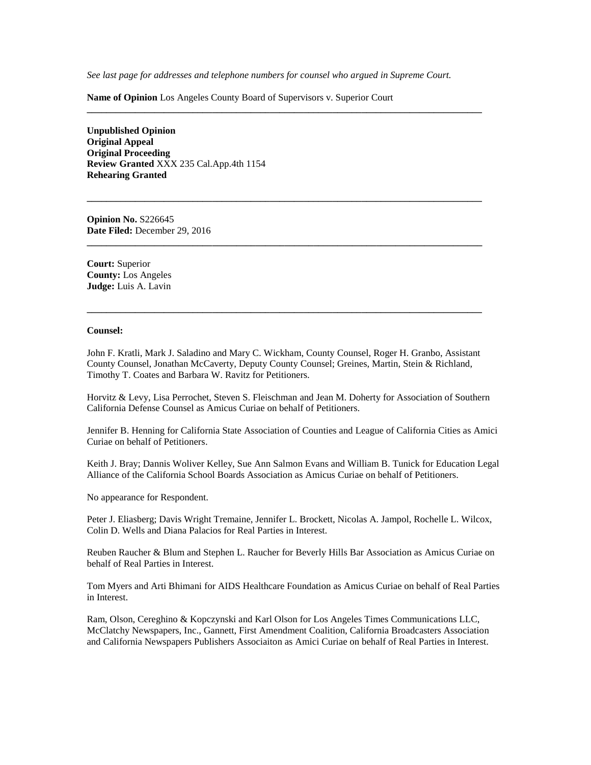*See last page for addresses and telephone numbers for counsel who argued in Supreme Court.*

**Name of Opinion** Los Angeles County Board of Supervisors v. Superior Court

---

**Unpublished Opinion**
**Original Appeal**
**Original Proceeding**
**Review Granted** XXX 235 Cal.App.4th 1154
**Rehearing Granted**

---

**Opinion No.** S226645
**Date Filed:** December 29, 2016

---

**Court:** Superior
**County:** Los Angeles
**Judge:** Luis A. Lavin

---

**Counsel:**

John F. Kratli, Mark J. Saladino and Mary C. Wickham, County Counsel, Roger H. Granbo, Assistant County Counsel, Jonathan McCaverty, Deputy County Counsel; Greines, Martin, Stein & Richland, Timothy T. Coates and Barbara W. Ravitz for Petitioners.

Horvitz & Levy, Lisa Perrochet, Steven S. Fleischman and Jean M. Doherty for Association of Southern California Defense Counsel as Amicus Curiae on behalf of Petitioners.

Jennifer B. Henning for California State Association of Counties and League of California Cities as Amici Curiae on behalf of Petitioners.

Keith J. Bray; Dannis Woliver Kelley, Sue Ann Salmon Evans and William B. Tunick for Education Legal Alliance of the California School Boards Association as Amicus Curiae on behalf of Petitioners.

No appearance for Respondent.

Peter J. Eliasberg; Davis Wright Tremaine, Jennifer L. Brockett, Nicolas A. Jampol, Rochelle L. Wilcox, Colin D. Wells and Diana Palacios for Real Parties in Interest.

Reuben Raucher & Blum and Stephen L. Raucher for Beverly Hills Bar Association as Amicus Curiae on behalf of Real Parties in Interest.

Tom Myers and Arti Bhimani for AIDS Healthcare Foundation as Amicus Curiae on behalf of Real Parties in Interest.

Ram, Olson, Cereghino & Kopczynski and Karl Olson for Los Angeles Times Communications LLC, McClatchy Newspapers, Inc., Gannett, First Amendment Coalition, California Broadcasters Association and California Newspapers Publishers Associaiton as Amici Curiae on behalf of Real Parties in Interest.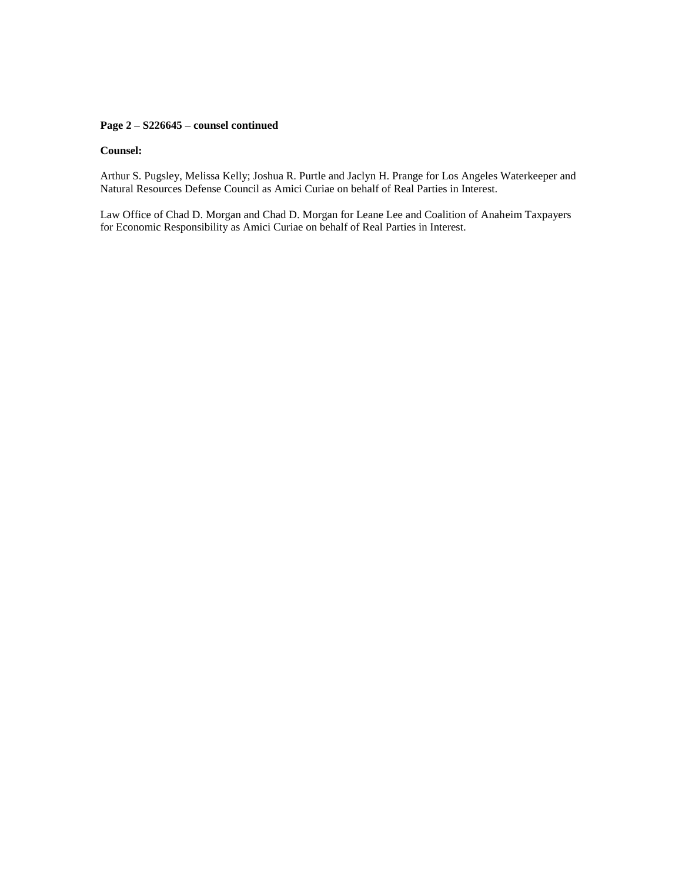**Page 2 – S226645 – counsel continued**

**Counsel:**

Arthur S. Pugsley, Melissa Kelly; Joshua R. Purtle and Jaclyn H. Prange for Los Angeles Waterkeeper and Natural Resources Defense Council as Amici Curiae on behalf of Real Parties in Interest.

Law Office of Chad D. Morgan and Chad D. Morgan for Leane Lee and Coalition of Anaheim Taxpayers for Economic Responsibility as Amici Curiae on behalf of Real Parties in Interest.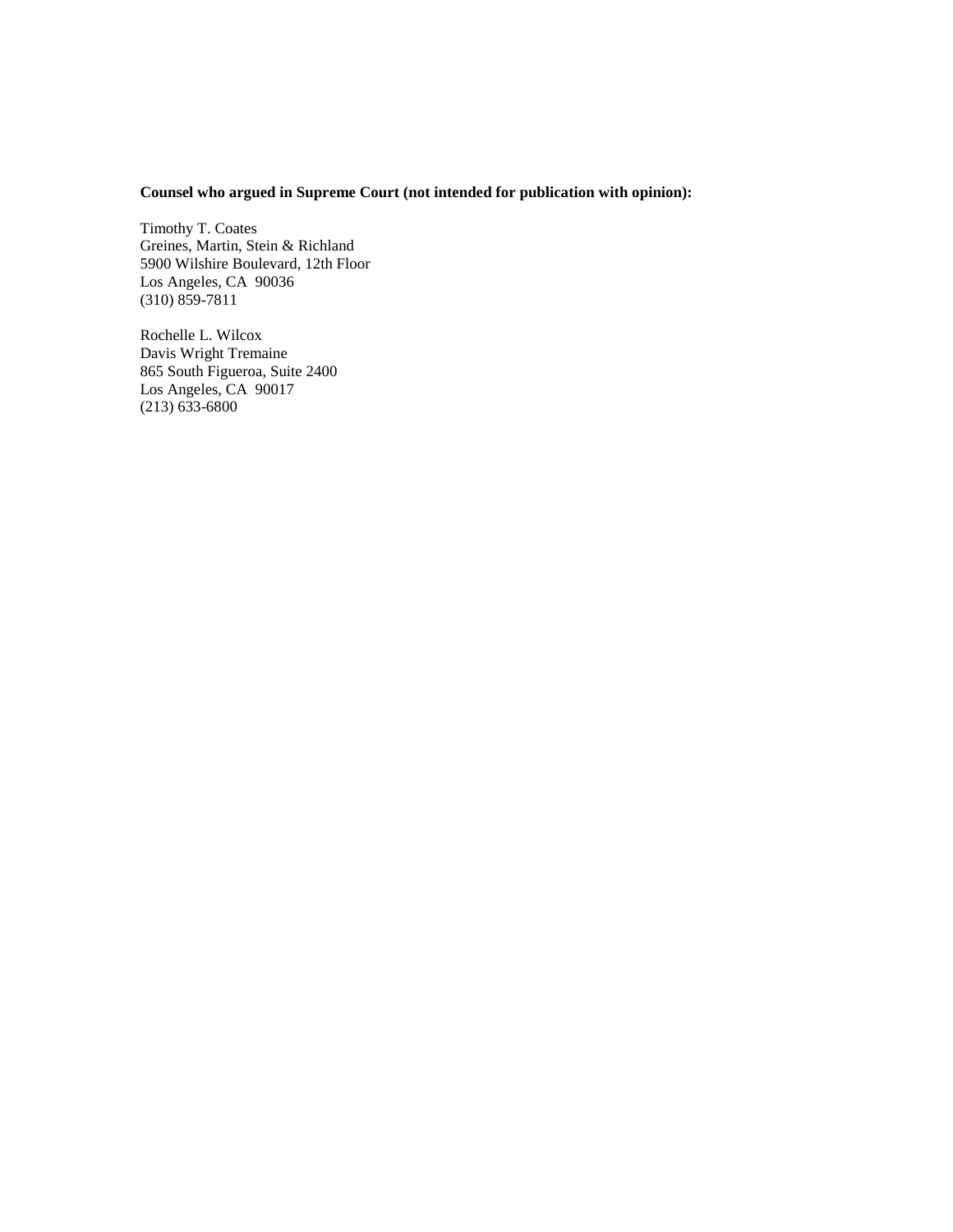**Counsel who argued in Supreme Court (not intended for publication with opinion):**

Timothy T. Coates
Greines, Martin, Stein & Richland
5900 Wilshire Boulevard, 12th Floor
Los Angeles, CA 90036
(310) 859-7811

Rochelle L. Wilcox
Davis Wright Tremaine
865 South Figueroa, Suite 2400
Los Angeles, CA 90017
(213) 633-6800